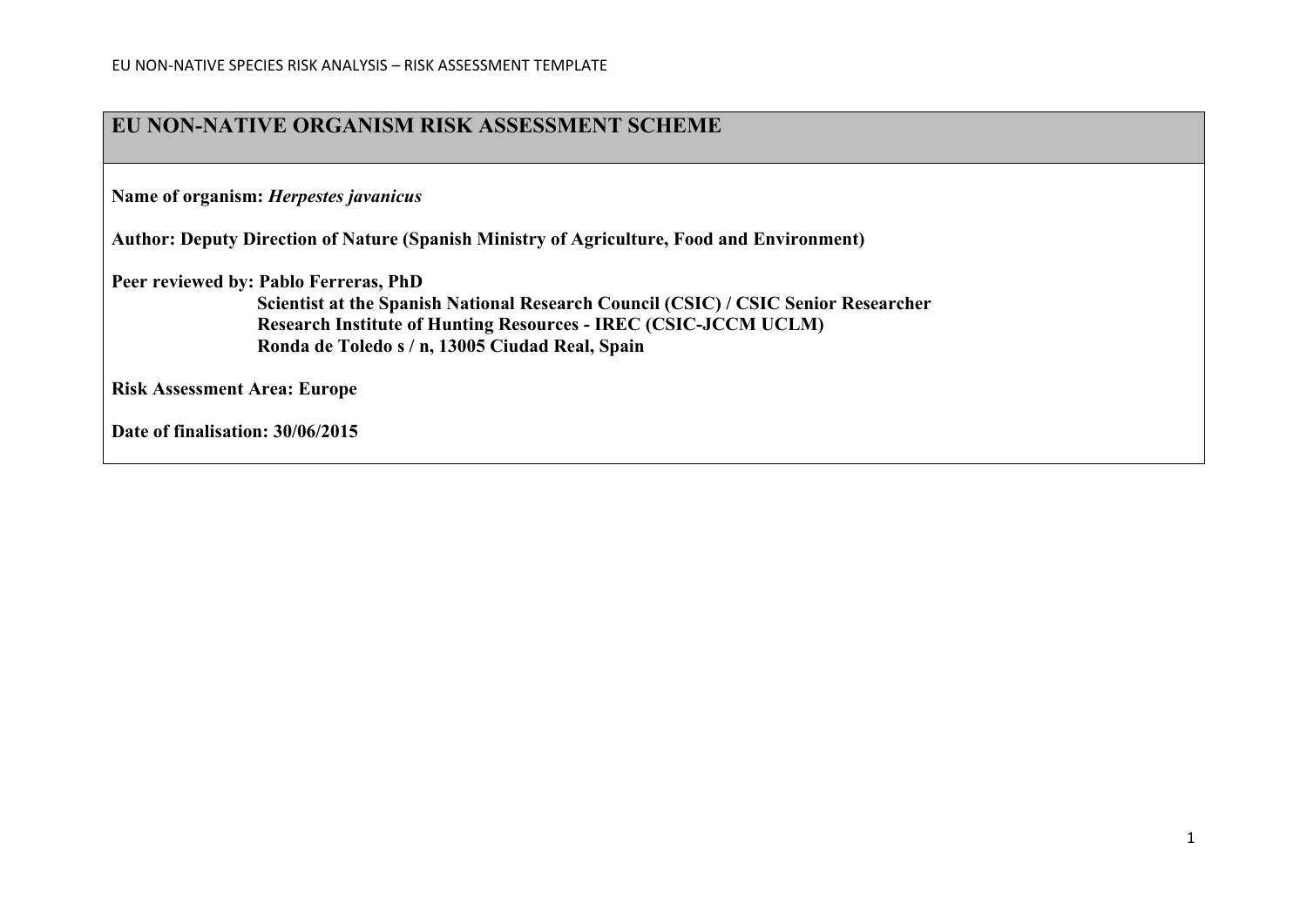# EU NON-NATIVE ORGANISM RISK ASSESSMENT SCHEME

**Name of organism:** ***Herpestes javanicus***

**Author: Deputy Direction of Nature (Spanish Ministry of Agriculture, Food and Environment)**

**Peer reviewed by: Pablo Ferreras, PhD**
**Scientist at the Spanish National Research Council (CSIC) / CSIC Senior Researcher**
**Research Institute of Hunting Resources - IREC (CSIC-JCCM UCLM)**
**Ronda de Toledo s / n, 13005 Ciudad Real, Spain**

**Risk Assessment Area: Europe**

**Date of finalisation: 30/06/2015**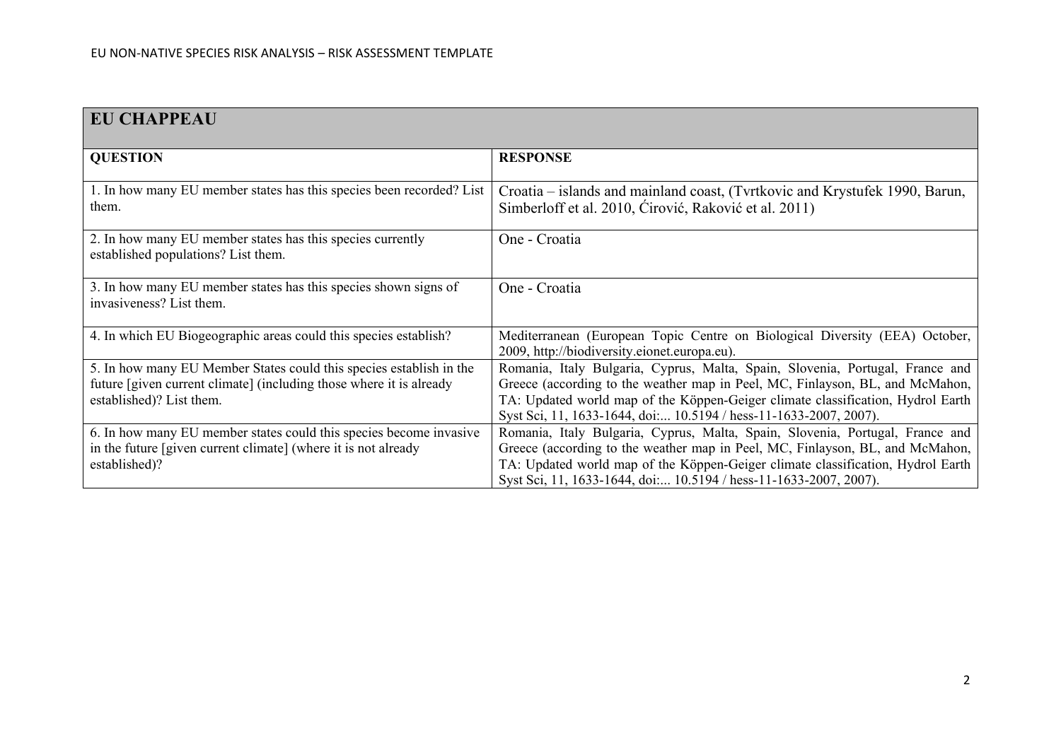| EU CHAPPEAU | |
|---|---|
| **QUESTION** | **RESPONSE** |
| 1. In how many EU member states has this species been recorded? List them. | Croatia – islands and mainland coast, (Tvrtkovic and Krystufek 1990, Barun, Simberloff et al. 2010, Ćirović, Raković et al. 2011) |
| 2. In how many EU member states has this species currently established populations? List them. | One - Croatia |
| 3. In how many EU member states has this species shown signs of invasiveness? List them. | One - Croatia |
| 4. In which EU Biogeographic areas could this species establish? | Mediterranean (European Topic Centre on Biological Diversity (EEA) October, 2009, http://biodiversity.eionet.europa.eu). |
| 5. In how many EU Member States could this species establish in the future [given current climate] (including those where it is already established)? List them. | Romania, Italy Bulgaria, Cyprus, Malta, Spain, Slovenia, Portugal, France and Greece (according to the weather map in Peel, MC, Finlayson, BL, and McMahon, TA: Updated world map of the Köppen-Geiger climate classification, Hydrol Earth Syst Sci, 11, 1633-1644, doi:... 10.5194 / hess-11-1633-2007, 2007). |
| 6. In how many EU member states could this species become invasive in the future [given current climate] (where it is not already established)? | Romania, Italy Bulgaria, Cyprus, Malta, Spain, Slovenia, Portugal, France and Greece (according to the weather map in Peel, MC, Finlayson, BL, and McMahon, TA: Updated world map of the Köppen-Geiger climate classification, Hydrol Earth Syst Sci, 11, 1633-1644, doi:... 10.5194 / hess-11-1633-2007, 2007). |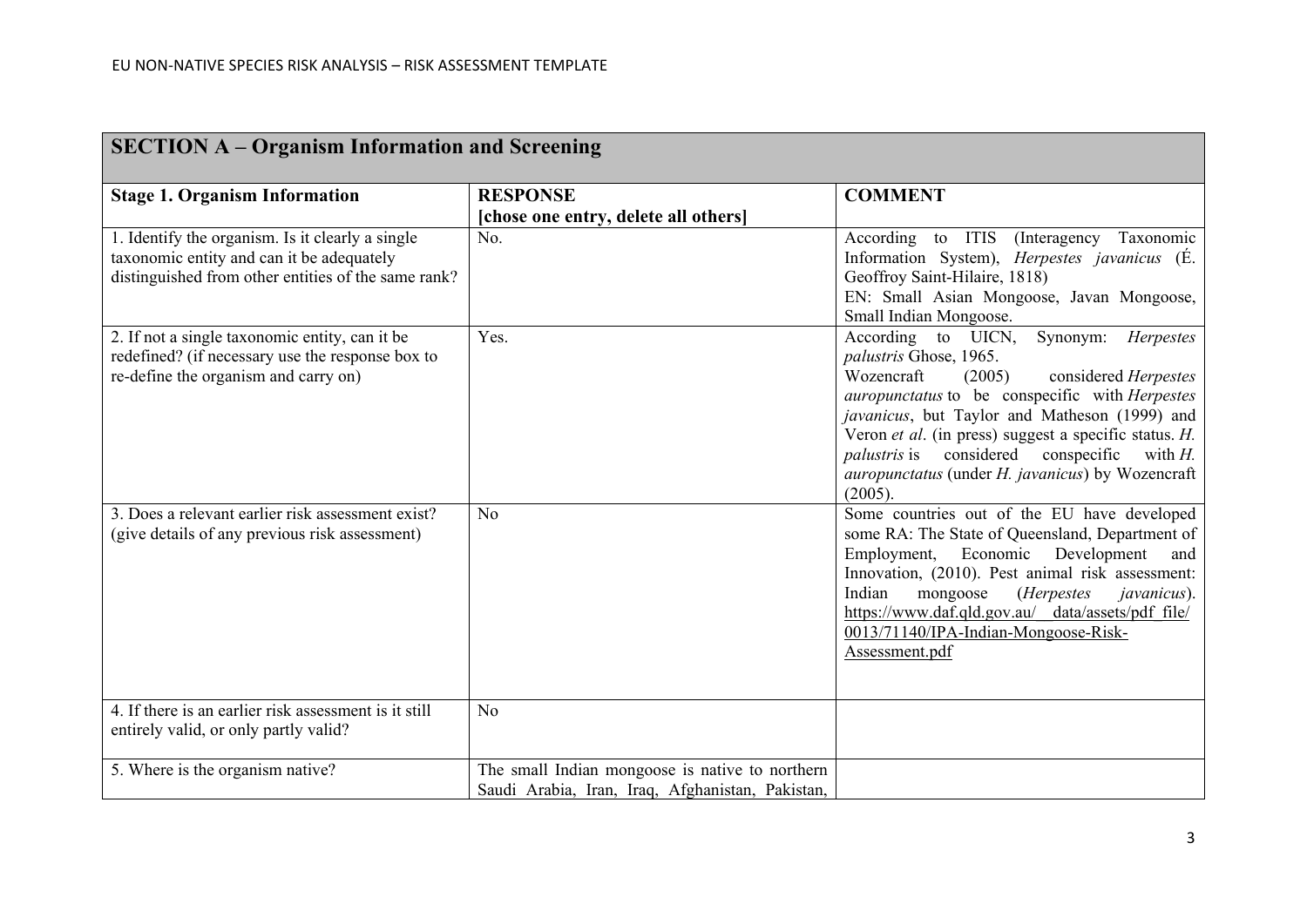| SECTION A – Organism Information and Screening | | |
|---|---|---|
| **Stage 1. Organism Information** | **RESPONSE** **[chose one entry, delete all others]** | **COMMENT** |
| 1. Identify the organism. Is it clearly a single taxonomic entity and can it be adequately distinguished from other entities of the same rank? | No. | According to ITIS (Interagency Taxonomic Information System), *Herpestes javanicus* (É. Geoffroy Saint-Hilaire, 1818) EN: Small Asian Mongoose, Javan Mongoose, Small Indian Mongoose. |
| 2. If not a single taxonomic entity, can it be redefined? (if necessary use the response box to re-define the organism and carry on) | Yes. | According to UICN, Synonym: *Herpestes palustris* Ghose, 1965. Wozencraft (2005) considered *Herpestes auropunctatus* to be conspecific with *Herpestes javanicus*, but Taylor and Matheson (1999) and Veron *et al*. (in press) suggest a specific status. *H. palustris* is considered conspecific with *H. auropunctatus* (under *H. javanicus*) by Wozencraft (2005). |
| 3. Does a relevant earlier risk assessment exist? (give details of any previous risk assessment) | No | Some countries out of the EU have developed some RA: The State of Queensland, Department of Employment, Economic Development and Innovation, (2010). Pest animal risk assessment: Indian mongoose (*Herpestes javanicus*). https://www.daf.qld.gov.au/__data/assets/pdf_file/0013/71140/IPA-Indian-Mongoose-Risk-Assessment.pdf |
| 4. If there is an earlier risk assessment is it still entirely valid, or only partly valid? | No | |
| 5. Where is the organism native? | The small Indian mongoose is native to northern Saudi Arabia, Iran, Iraq, Afghanistan, Pakistan, | |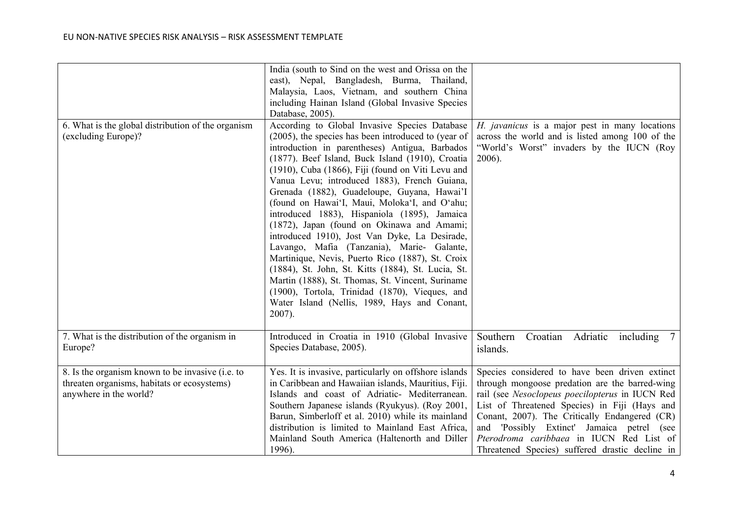| | | |
|---|---|---|
| | India (south to Sind on the west and Orissa on the east), Nepal, Bangladesh, Burma, Thailand, Malaysia, Laos, Vietnam, and southern China including Hainan Island (Global Invasive Species Database, 2005). | |
| 6. What is the global distribution of the organism (excluding Europe)? | According to Global Invasive Species Database (2005), the species has been introduced to (year of introduction in parentheses) Antigua, Barbados (1877). Beef Island, Buck Island (1910), Croatia (1910), Cuba (1866), Fiji (found on Viti Levu and Vanua Levu; introduced 1883), French Guiana, Grenada (1882), Guadeloupe, Guyana, Hawai'I (found on Hawai'I, Maui, Moloka'I, and O'ahu; introduced 1883), Hispaniola (1895), Jamaica (1872), Japan (found on Okinawa and Amami; introduced 1910), Jost Van Dyke, La Desirade, Lavango, Mafia (Tanzania), Marie- Galante, Martinique, Nevis, Puerto Rico (1887), St. Croix (1884), St. John, St. Kitts (1884), St. Lucia, St. Martin (1888), St. Thomas, St. Vincent, Suriname (1900), Tortola, Trinidad (1870), Vieques, and Water Island (Nellis, 1989, Hays and Conant, 2007). | *H. javanicus* is a major pest in many locations across the world and is listed among 100 of the "World's Worst" invaders by the IUCN (Roy 2006). |
| 7. What is the distribution of the organism in Europe? | Introduced in Croatia in 1910 (Global Invasive Species Database, 2005). | Southern Croatian Adriatic including 7 islands. |
| 8. Is the organism known to be invasive (i.e. to threaten organisms, habitats or ecosystems) anywhere in the world? | Yes. It is invasive, particularly on offshore islands in Caribbean and Hawaiian islands, Mauritius, Fiji. Islands and coast of Adriatic- Mediterranean. Southern Japanese islands (Ryukyus). (Roy 2001, Barun, Simberloff et al. 2010) while its mainland distribution is limited to Mainland East Africa, Mainland South America (Haltenorth and Diller 1996). | Species considered to have been driven extinct through mongoose predation are the barred-wing rail (see *Nesoclopeus poecilopterus* in IUCN Red List of Threatened Species) in Fiji (Hays and Conant, 2007). The Critically Endangered (CR) and 'Possibly Extinct' Jamaica petrel (see *Pterodroma caribbaea* in IUCN Red List of Threatened Species) suffered drastic decline in |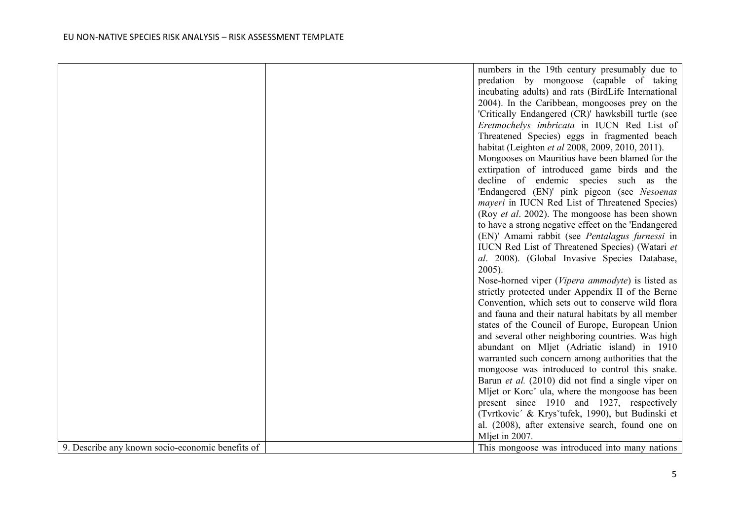| | | |
|---|---|---|
| | | numbers in the 19th century presumably due to predation by mongoose (capable of taking incubating adults) and rats (BirdLife International 2004). In the Caribbean, mongooses prey on the 'Critically Endangered (CR)' hawksbill turtle (see *Eretmochelys imbricata* in IUCN Red List of Threatened Species) eggs in fragmented beach habitat (Leighton *et al* 2008, 2009, 2010, 2011).<br>Mongooses on Mauritius have been blamed for the extirpation of introduced game birds and the decline of endemic species such as the 'Endangered (EN)' pink pigeon (see *Nesoenas mayeri* in IUCN Red List of Threatened Species) (Roy *et al*. 2002). The mongoose has been shown to have a strong negative effect on the 'Endangered (EN)' Amami rabbit (see *Pentalagus furnessi* in IUCN Red List of Threatened Species) (Watari *et al*. 2008). (Global Invasive Species Database, 2005).<br>Nose-horned viper (*Vipera ammodyte*) is listed as strictly protected under Appendix II of the Berne Convention, which sets out to conserve wild flora and fauna and their natural habitats by all member states of the Council of Europe, European Union and several other neighboring countries. Was high abundant on Mljet (Adriatic island) in 1910 warranted such concern among authorities that the mongoose was introduced to control this snake. Barun *et al.* (2010) did not find a single viper on Mljet or Korcˇ ula, where the mongoose has been present since 1910 and 1927, respectively (Tvrtkovic´ & Krysˇtufek, 1990), but Budinski et al. (2008), after extensive search, found one on Mljet in 2007. |
| 9. Describe any known socio-economic benefits of | | This mongoose was introduced into many nations |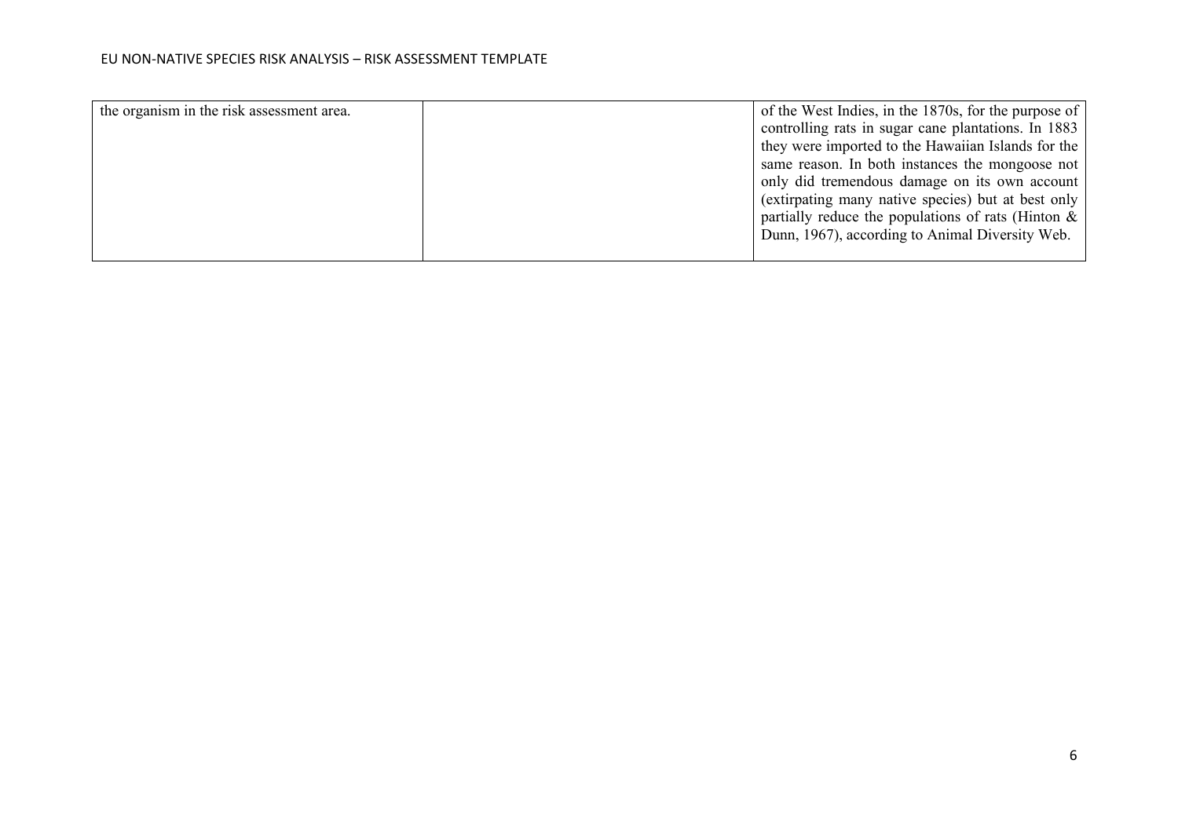| | | |
|---|---|---|
| the organism in the risk assessment area. | | of the West Indies, in the 1870s, for the purpose of controlling rats in sugar cane plantations. In 1883 they were imported to the Hawaiian Islands for the same reason. In both instances the mongoose not only did tremendous damage on its own account (extirpating many native species) but at best only partially reduce the populations of rats (Hinton & Dunn, 1967), according to Animal Diversity Web. |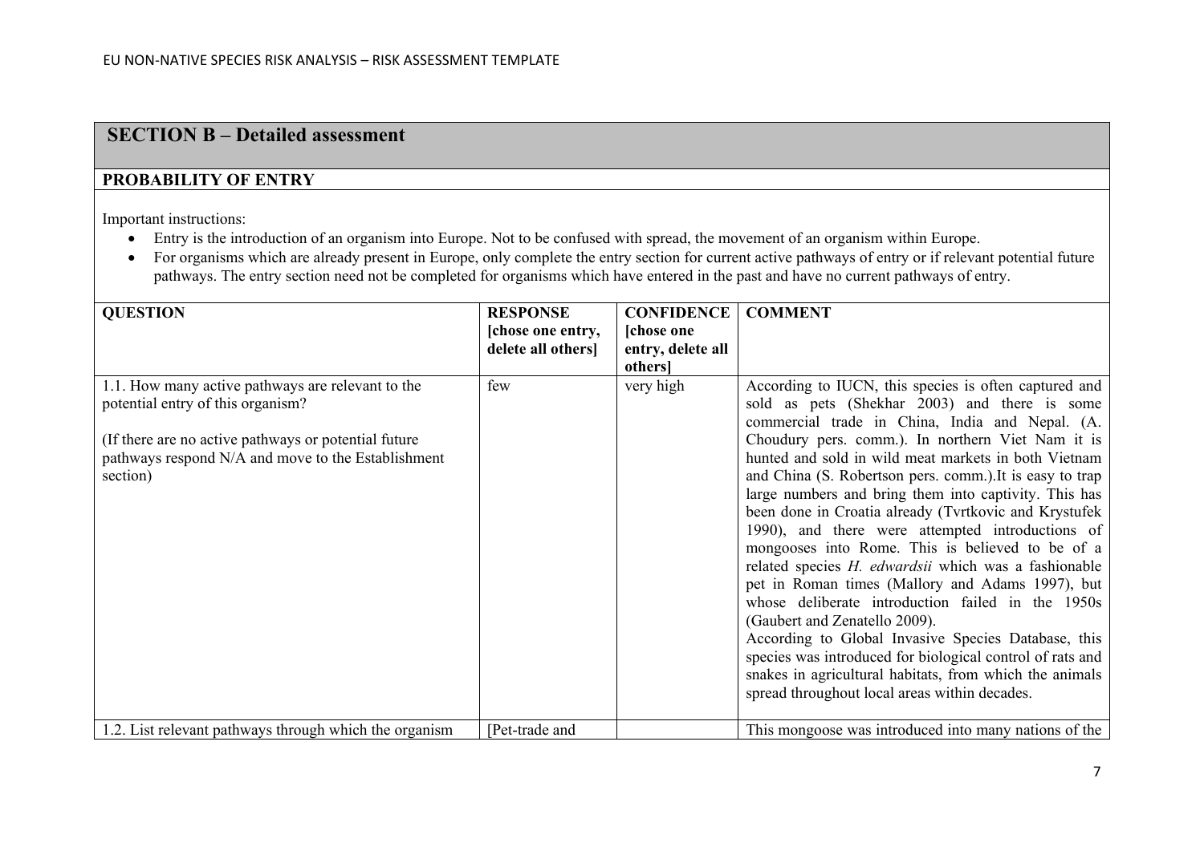## SECTION B – Detailed assessment

### PROBABILITY OF ENTRY

Important instructions:

- Entry is the introduction of an organism into Europe. Not to be confused with spread, the movement of an organism within Europe.
- For organisms which are already present in Europe, only complete the entry section for current active pathways of entry or if relevant potential future pathways. The entry section need not be completed for organisms which have entered in the past and have no current pathways of entry.

| QUESTION | RESPONSE [chose one entry, delete all others] | CONFIDENCE [chose one entry, delete all others] | COMMENT |
|---|---|---|---|
| 1.1. How many active pathways are relevant to the potential entry of this organism?<br><br>(If there are no active pathways or potential future pathways respond N/A and move to the Establishment section) | few | very high | According to IUCN, this species is often captured and sold as pets (Shekhar 2003) and there is some commercial trade in China, India and Nepal. (A. Choudury pers. comm.). In northern Viet Nam it is hunted and sold in wild meat markets in both Vietnam and China (S. Robertson pers. comm.).It is easy to trap large numbers and bring them into captivity. This has been done in Croatia already (Tvrtkovic and Krystufek 1990), and there were attempted introductions of mongooses into Rome. This is believed to be of a related species *H. edwardsii* which was a fashionable pet in Roman times (Mallory and Adams 1997), but whose deliberate introduction failed in the 1950s (Gaubert and Zenatello 2009).<br>According to Global Invasive Species Database, this species was introduced for biological control of rats and snakes in agricultural habitats, from which the animals spread throughout local areas within decades. |
| 1.2. List relevant pathways through which the organism | [Pet-trade and | | This mongoose was introduced into many nations of the |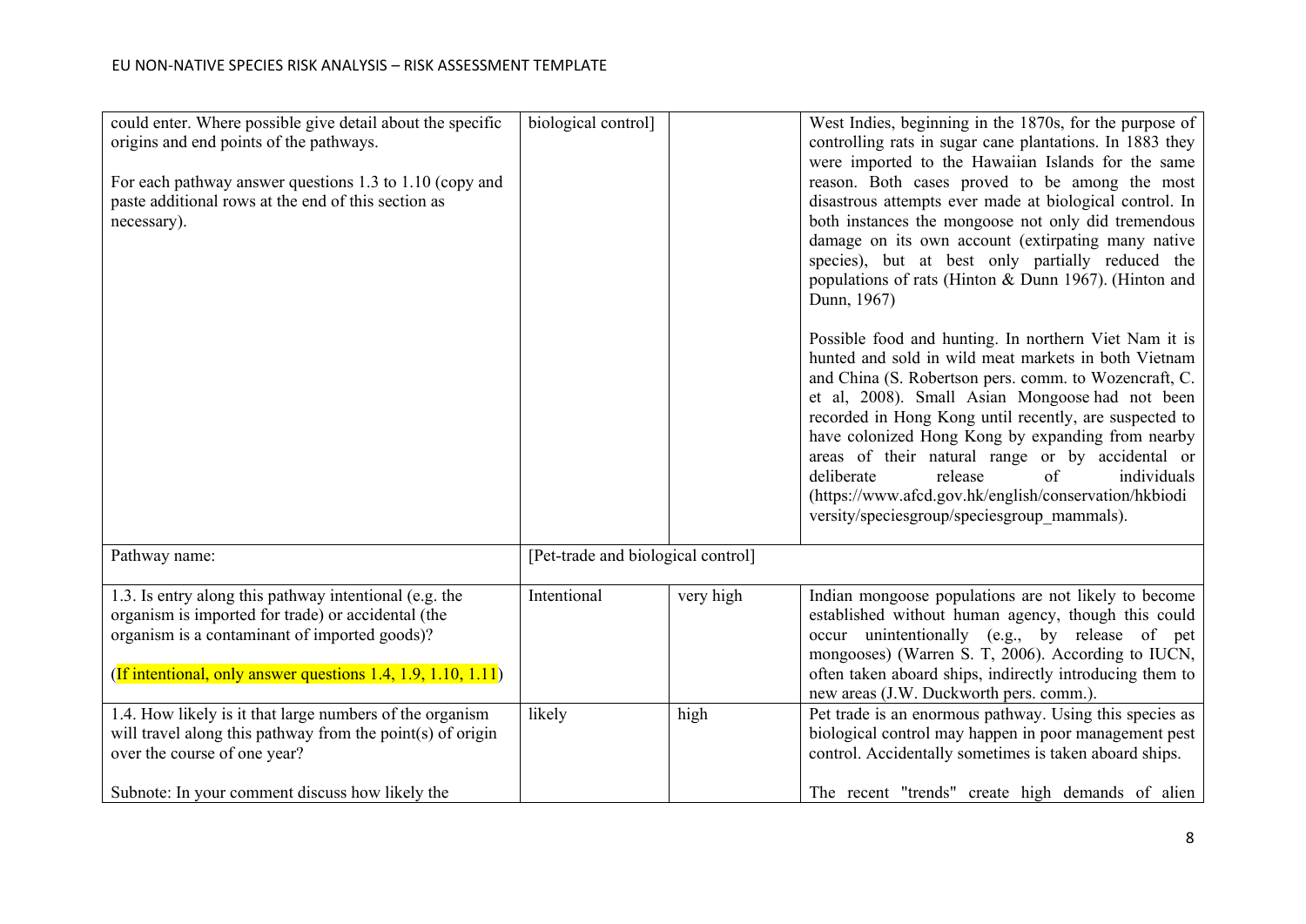| | | | |
|---|---|---|---|
| could enter. Where possible give detail about the specific origins and end points of the pathways.<br><br>For each pathway answer questions 1.3 to 1.10 (copy and paste additional rows at the end of this section as necessary). | biological control] | | West Indies, beginning in the 1870s, for the purpose of controlling rats in sugar cane plantations. In 1883 they were imported to the Hawaiian Islands for the same reason. Both cases proved to be among the most disastrous attempts ever made at biological control. In both instances the mongoose not only did tremendous damage on its own account (extirpating many native species), but at best only partially reduced the populations of rats (Hinton & Dunn 1967). (Hinton and Dunn, 1967)<br><br>Possible food and hunting. In northern Viet Nam it is hunted and sold in wild meat markets in both Vietnam and China (S. Robertson pers. comm. to Wozencraft, C. et al, 2008). Small Asian Mongoose had not been recorded in Hong Kong until recently, are suspected to have colonized Hong Kong by expanding from nearby areas of their natural range or by accidental or deliberate release of individuals (https://www.afcd.gov.hk/english/conservation/hkbiodiversity/speciesgroup/speciesgroup_mammals). |
| Pathway name: | [Pet-trade and biological control] | | |
| 1.3. Is entry along this pathway intentional (e.g. the organism is imported for trade) or accidental (the organism is a contaminant of imported goods)?<br><br>(If intentional, only answer questions 1.4, 1.9, 1.10, 1.11) | Intentional | very high | Indian mongoose populations are not likely to become established without human agency, though this could occur unintentionally (e.g., by release of pet mongooses) (Warren S. T, 2006). According to IUCN, often taken aboard ships, indirectly introducing them to new areas (J.W. Duckworth pers. comm.). |
| 1.4. How likely is it that large numbers of the organism will travel along this pathway from the point(s) of origin over the course of one year?<br><br>Subnote: In your comment discuss how likely the | likely | high | Pet trade is an enormous pathway. Using this species as biological control may happen in poor management pest control. Accidentally sometimes is taken aboard ships.<br><br>The recent "trends" create high demands of alien |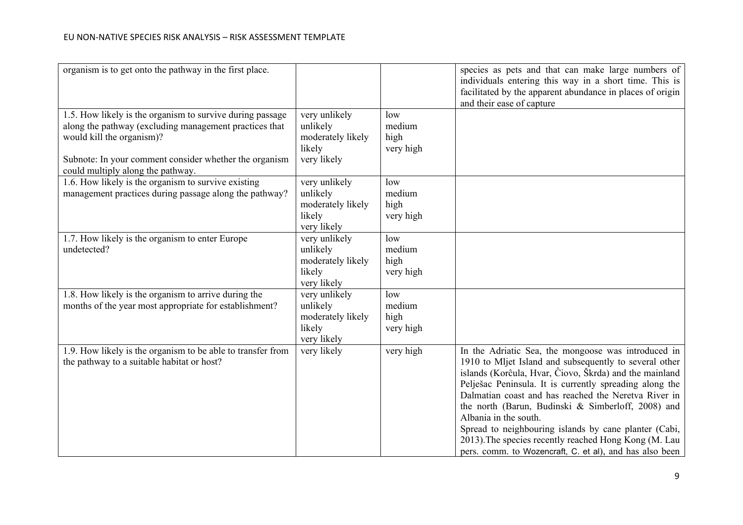| | | | |
|---|---|---|---|
| organism is to get onto the pathway in the first place. | | | species as pets and that can make large numbers of individuals entering this way in a short time. This is facilitated by the apparent abundance in places of origin and their ease of capture |
| 1.5. How likely is the organism to survive during passage along the pathway (excluding management practices that would kill the organism)?<br><br>Subnote: In your comment consider whether the organism could multiply along the pathway. | very unlikely<br>unlikely<br>moderately likely<br>likely<br>very likely | low<br>medium<br>high<br>very high | |
| 1.6. How likely is the organism to survive existing management practices during passage along the pathway? | very unlikely<br>unlikely<br>moderately likely<br>likely<br>very likely | low<br>medium<br>high<br>very high | |
| 1.7. How likely is the organism to enter Europe undetected? | very unlikely<br>unlikely<br>moderately likely<br>likely<br>very likely | low<br>medium<br>high<br>very high | |
| 1.8. How likely is the organism to arrive during the months of the year most appropriate for establishment? | very unlikely<br>unlikely<br>moderately likely<br>likely<br>very likely | low<br>medium<br>high<br>very high | |
| 1.9. How likely is the organism to be able to transfer from the pathway to a suitable habitat or host? | very likely | very high | In the Adriatic Sea, the mongoose was introduced in 1910 to Mljet Island and subsequently to several other islands (Korĉula, Hvar, Ĉiovo, Škrda) and the mainland Pelješac Peninsula. It is currently spreading along the Dalmatian coast and has reached the Neretva River in the north (Barun, Budinski & Simberloff, 2008) and Albania in the south.<br>Spread to neighbouring islands by cane planter (Cabi, 2013).The species recently reached Hong Kong (M. Lau pers. comm. to Wozencraft, C. et al), and has also been |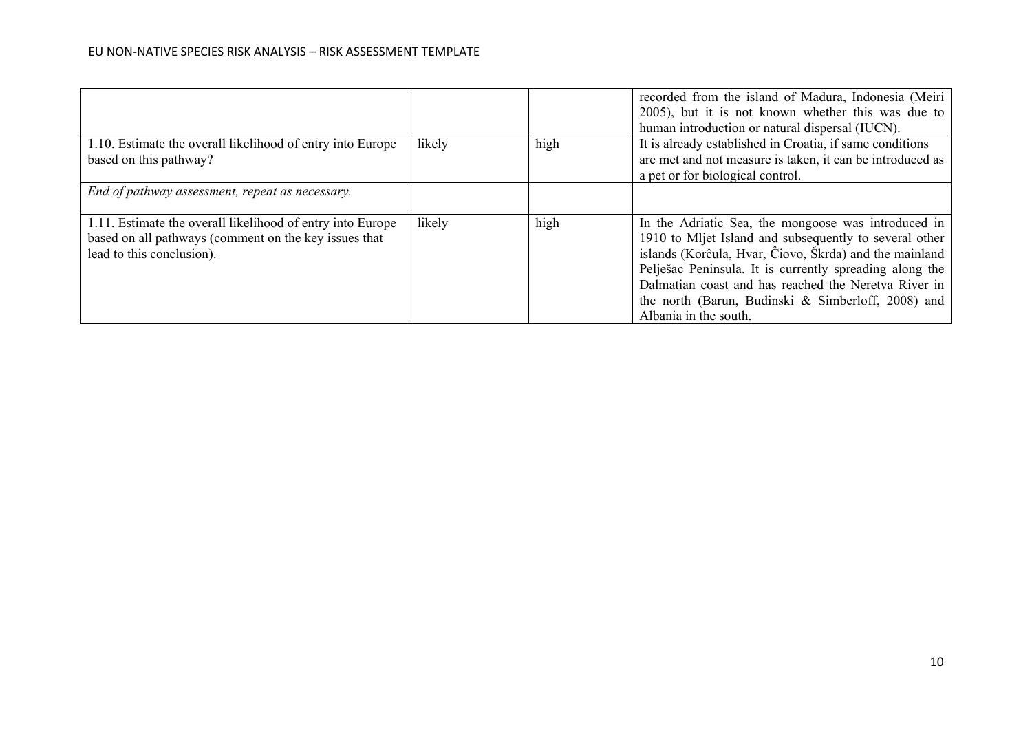|  |  |  | recorded from the island of Madura, Indonesia (Meiri 2005), but it is not known whether this was due to human introduction or natural dispersal (IUCN). |
|---|---|---|---|
| 1.10. Estimate the overall likelihood of entry into Europe based on this pathway? | likely | high | It is already established in Croatia, if same conditions are met and not measure is taken, it can be introduced as a pet or for biological control. |
| *End of pathway assessment, repeat as necessary.* |  |  |  |
| 1.11. Estimate the overall likelihood of entry into Europe based on all pathways (comment on the key issues that lead to this conclusion). | likely | high | In the Adriatic Sea, the mongoose was introduced in 1910 to Mljet Island and subsequently to several other islands (Korĉula, Hvar, Ĉiovo, Škrda) and the mainland Pelješac Peninsula. It is currently spreading along the Dalmatian coast and has reached the Neretva River in the north (Barun, Budinski & Simberloff, 2008) and Albania in the south. |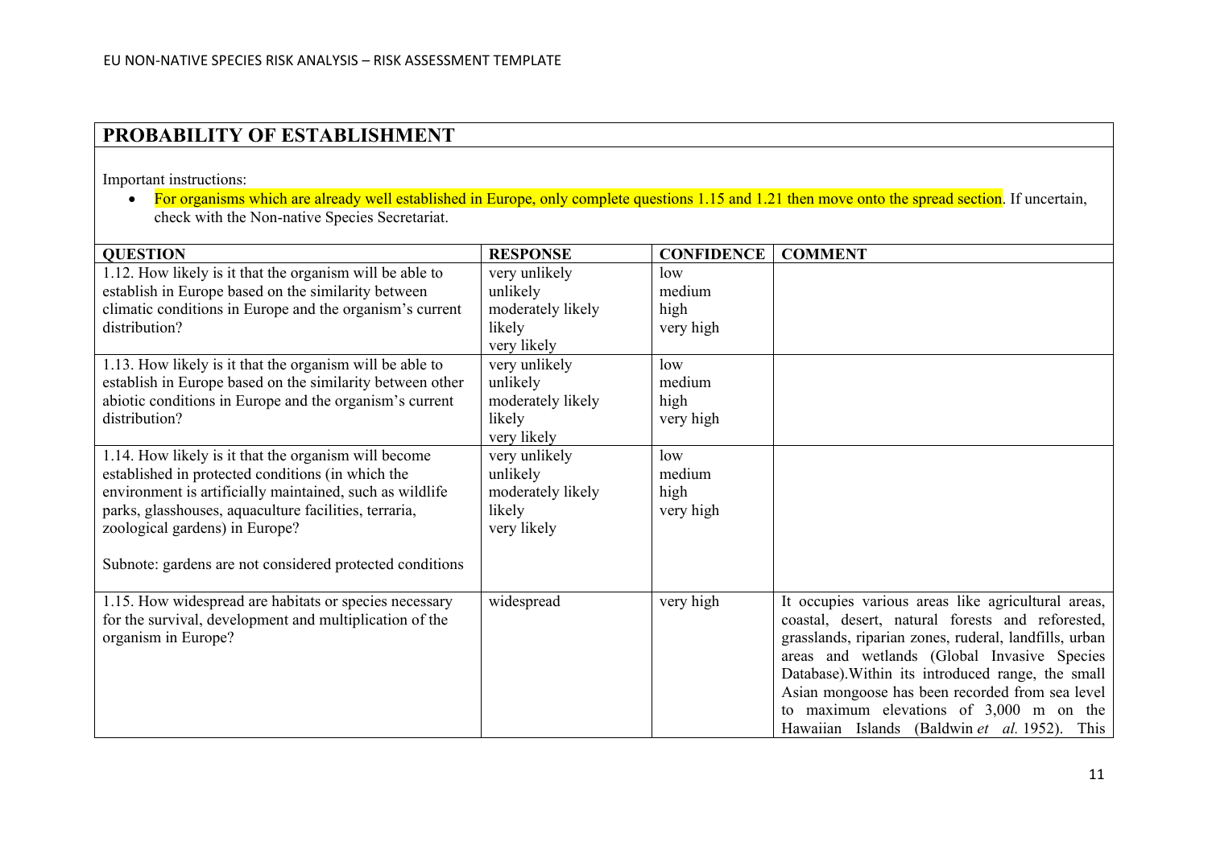## PROBABILITY OF ESTABLISHMENT

Important instructions:

- For organisms which are already well established in Europe, only complete questions 1.15 and 1.21 then move onto the spread section. If uncertain, check with the Non-native Species Secretariat.

| QUESTION | RESPONSE | CONFIDENCE | COMMENT |
|---|---|---|---|
| 1.12. How likely is it that the organism will be able to establish in Europe based on the similarity between climatic conditions in Europe and the organism's current distribution? | very unlikely<br>unlikely<br>moderately likely<br>likely<br>very likely | low<br>medium<br>high<br>very high | |
| 1.13. How likely is it that the organism will be able to establish in Europe based on the similarity between other abiotic conditions in Europe and the organism's current distribution? | very unlikely<br>unlikely<br>moderately likely<br>likely<br>very likely | low<br>medium<br>high<br>very high | |
| 1.14. How likely is it that the organism will become established in protected conditions (in which the environment is artificially maintained, such as wildlife parks, glasshouses, aquaculture facilities, terraria, zoological gardens) in Europe?<br><br>Subnote: gardens are not considered protected conditions | very unlikely<br>unlikely<br>moderately likely<br>likely<br>very likely | low<br>medium<br>high<br>very high | |
| 1.15. How widespread are habitats or species necessary for the survival, development and multiplication of the organism in Europe? | widespread | very high | It occupies various areas like agricultural areas, coastal, desert, natural forests and reforested, grasslands, riparian zones, ruderal, landfills, urban areas and wetlands (Global Invasive Species Database).Within its introduced range, the small Asian mongoose has been recorded from sea level to maximum elevations of 3,000 m on the Hawaiian Islands (Baldwin *et al.* 1952). This |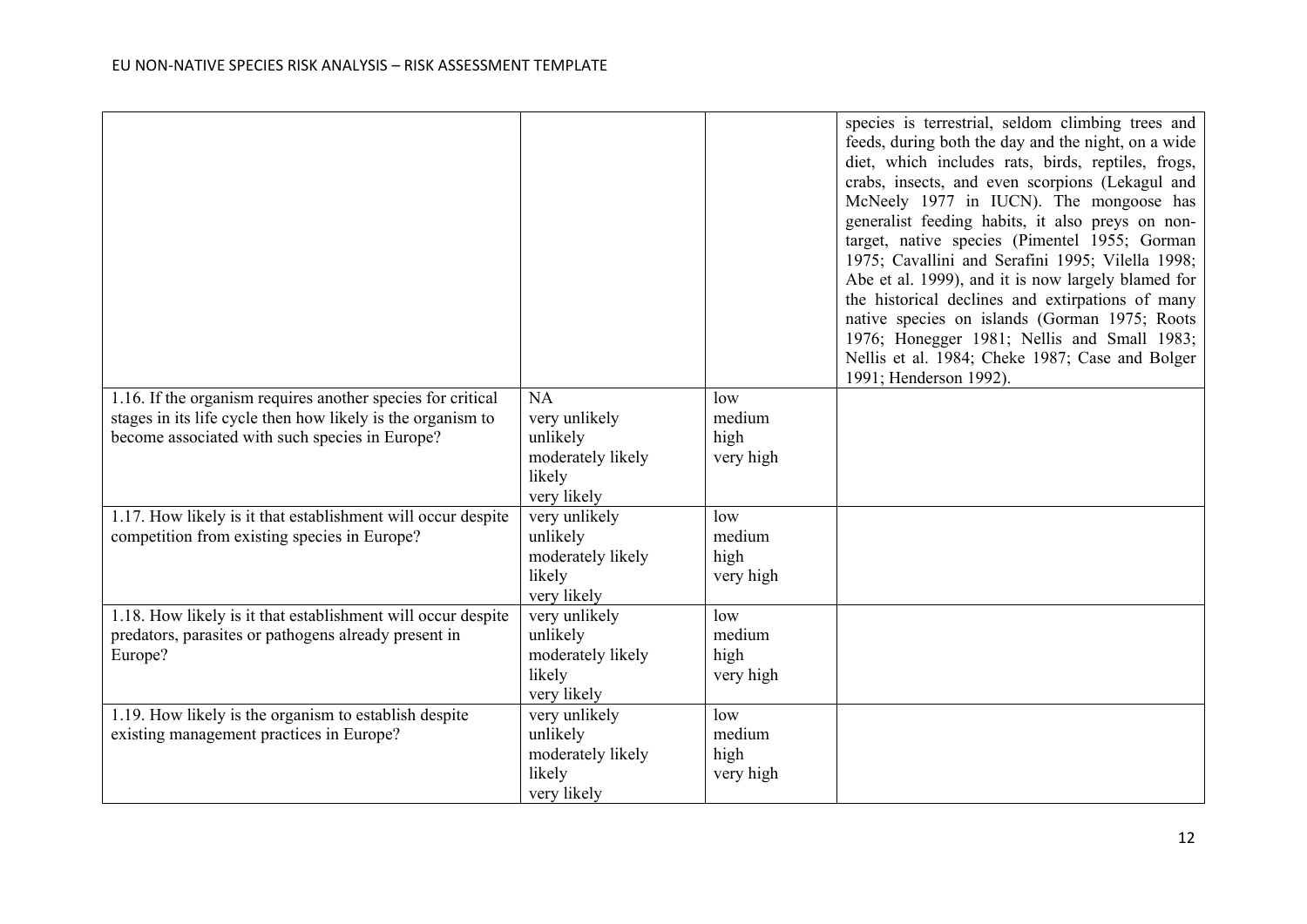| | | | |
|---|---|---|---|
| | | | species is terrestrial, seldom climbing trees and feeds, during both the day and the night, on a wide diet, which includes rats, birds, reptiles, frogs, crabs, insects, and even scorpions (Lekagul and McNeely 1977 in IUCN). The mongoose has generalist feeding habits, it also preys on non-target, native species (Pimentel 1955; Gorman 1975; Cavallini and Serafini 1995; Vilella 1998; Abe et al. 1999), and it is now largely blamed for the historical declines and extirpations of many native species on islands (Gorman 1975; Roots 1976; Honegger 1981; Nellis and Small 1983; Nellis et al. 1984; Cheke 1987; Case and Bolger 1991; Henderson 1992). |
| 1.16. If the organism requires another species for critical stages in its life cycle then how likely is the organism to become associated with such species in Europe? | NA<br>very unlikely<br>unlikely<br>moderately likely<br>likely<br>very likely | low<br>medium<br>high<br>very high | |
| 1.17. How likely is it that establishment will occur despite competition from existing species in Europe? | very unlikely<br>unlikely<br>moderately likely<br>likely<br>very likely | low<br>medium<br>high<br>very high | |
| 1.18. How likely is it that establishment will occur despite predators, parasites or pathogens already present in Europe? | very unlikely<br>unlikely<br>moderately likely<br>likely<br>very likely | low<br>medium<br>high<br>very high | |
| 1.19. How likely is the organism to establish despite existing management practices in Europe? | very unlikely<br>unlikely<br>moderately likely<br>likely<br>very likely | low<br>medium<br>high<br>very high | |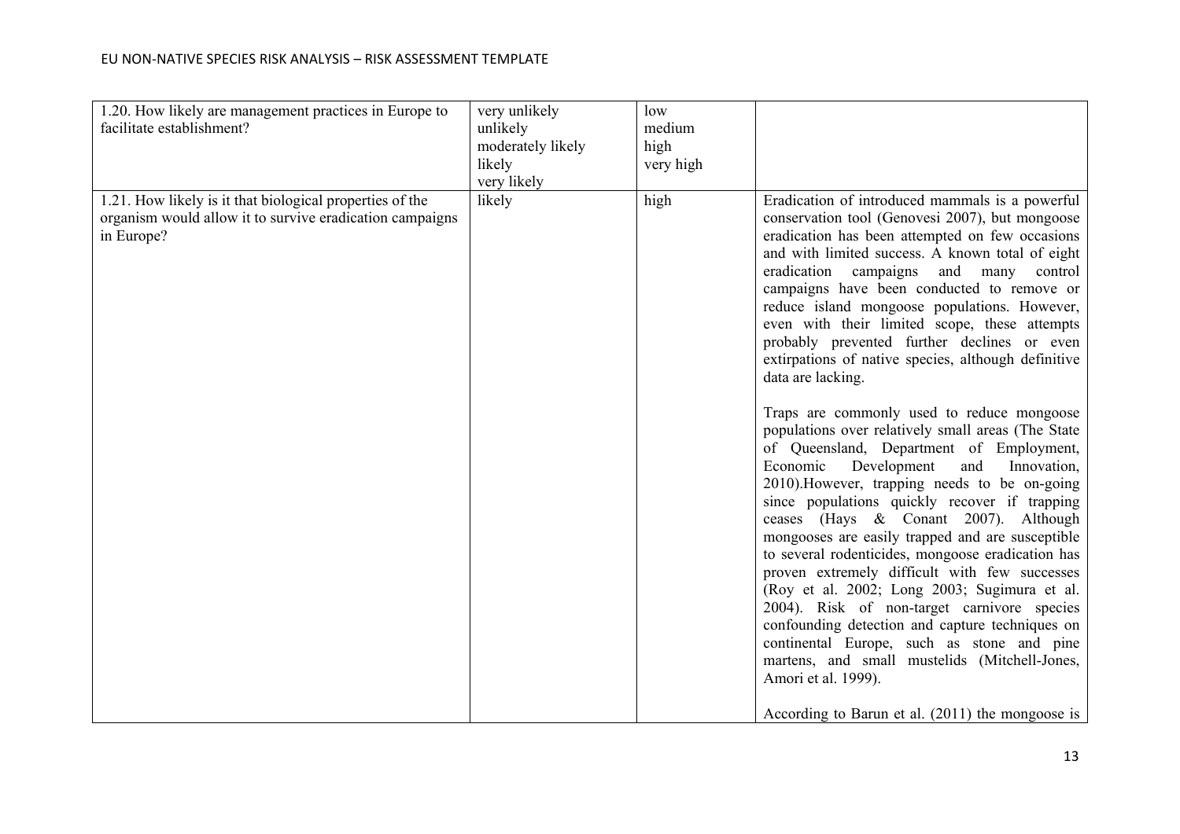| | | | |
|---|---|---|---|
| 1.20. How likely are management practices in Europe to facilitate establishment? | very unlikely<br>unlikely<br>moderately likely<br>likely<br>very likely | low<br>medium<br>high<br>very high | |
| 1.21. How likely is it that biological properties of the organism would allow it to survive eradication campaigns in Europe? | likely | high | Eradication of introduced mammals is a powerful conservation tool (Genovesi 2007), but mongoose eradication has been attempted on few occasions and with limited success. A known total of eight eradication campaigns and many control campaigns have been conducted to remove or reduce island mongoose populations. However, even with their limited scope, these attempts probably prevented further declines or even extirpations of native species, although definitive data are lacking.<br><br>Traps are commonly used to reduce mongoose populations over relatively small areas (The State of Queensland, Department of Employment, Economic Development and Innovation, 2010).However, trapping needs to be on-going since populations quickly recover if trapping ceases (Hays & Conant 2007). Although mongooses are easily trapped and are susceptible to several rodenticides, mongoose eradication has proven extremely difficult with few successes (Roy et al. 2002; Long 2003; Sugimura et al. 2004). Risk of non-target carnivore species confounding detection and capture techniques on continental Europe, such as stone and pine martens, and small mustelids (Mitchell-Jones, Amori et al. 1999).<br><br>According to Barun et al. (2011) the mongoose is |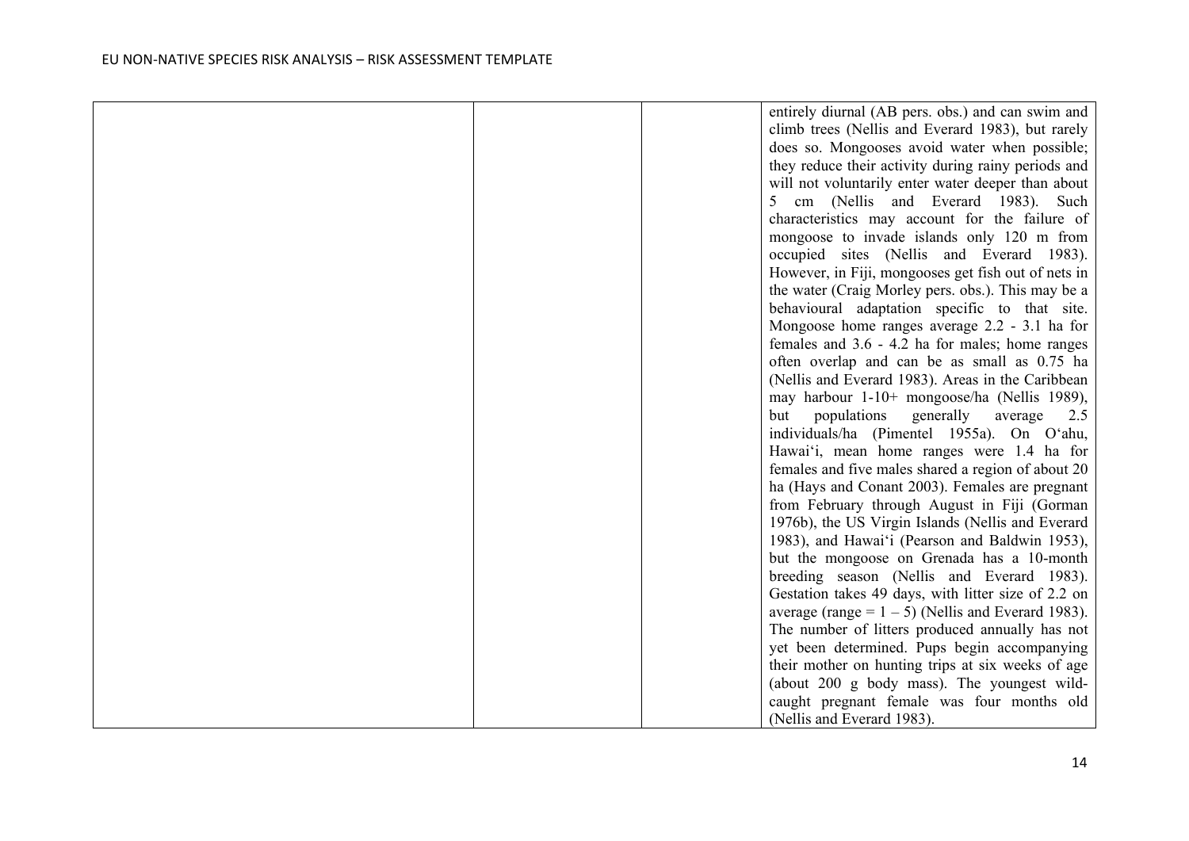| | | | |
|---|---|---|---|
| | | | entirely diurnal (AB pers. obs.) and can swim and climb trees (Nellis and Everard 1983), but rarely does so. Mongooses avoid water when possible; they reduce their activity during rainy periods and will not voluntarily enter water deeper than about 5 cm (Nellis and Everard 1983). Such characteristics may account for the failure of mongoose to invade islands only 120 m from occupied sites (Nellis and Everard 1983). However, in Fiji, mongooses get fish out of nets in the water (Craig Morley pers. obs.). This may be a behavioural adaptation specific to that site. Mongoose home ranges average 2.2 - 3.1 ha for females and 3.6 - 4.2 ha for males; home ranges often overlap and can be as small as 0.75 ha (Nellis and Everard 1983). Areas in the Caribbean may harbour 1-10+ mongoose/ha (Nellis 1989), but populations generally average 2.5 individuals/ha (Pimentel 1955a). On O'ahu, Hawai'i, mean home ranges were 1.4 ha for females and five males shared a region of about 20 ha (Hays and Conant 2003). Females are pregnant from February through August in Fiji (Gorman 1976b), the US Virgin Islands (Nellis and Everard 1983), and Hawai'i (Pearson and Baldwin 1953), but the mongoose on Grenada has a 10-month breeding season (Nellis and Everard 1983). Gestation takes 49 days, with litter size of 2.2 on average (range = 1 – 5) (Nellis and Everard 1983). The number of litters produced annually has not yet been determined. Pups begin accompanying their mother on hunting trips at six weeks of age (about 200 g body mass). The youngest wild-caught pregnant female was four months old (Nellis and Everard 1983). |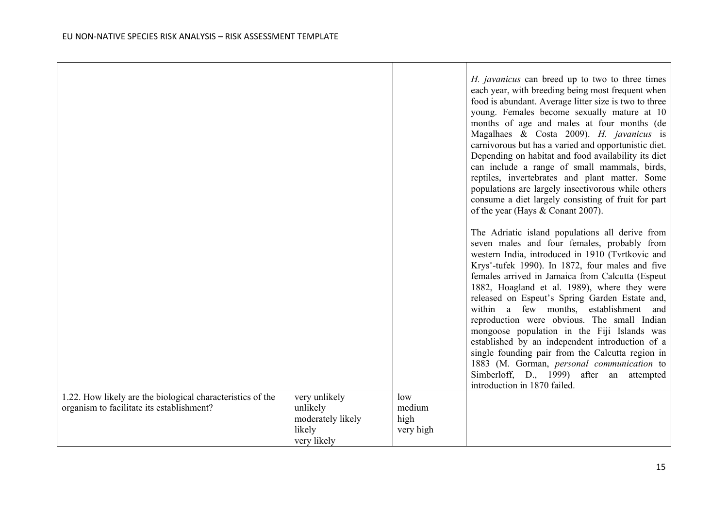| | | | |
|---|---|---|---|
| | | | *H. javanicus* can breed up to two to three times each year, with breeding being most frequent when food is abundant. Average litter size is two to three young. Females become sexually mature at 10 months of age and males at four months (de Magalhaes & Costa 2009). *H. javanicus* is carnivorous but has a varied and opportunistic diet. Depending on habitat and food availability its diet can include a range of small mammals, birds, reptiles, invertebrates and plant matter. Some populations are largely insectivorous while others consume a diet largely consisting of fruit for part of the year (Hays & Conant 2007).<br><br>The Adriatic island populations all derive from seven males and four females, probably from western India, introduced in 1910 (Tvrtkovic and Krysˇ-tufek 1990). In 1872, four males and five females arrived in Jamaica from Calcutta (Espeut 1882, Hoagland et al. 1989), where they were released on Espeut's Spring Garden Estate and, within a few months, establishment and reproduction were obvious. The small Indian mongoose population in the Fiji Islands was established by an independent introduction of a single founding pair from the Calcutta region in 1883 (M. Gorman, *personal communication* to Simberloff, D., 1999) after an attempted introduction in 1870 failed. |
| 1.22. How likely are the biological characteristics of the organism to facilitate its establishment? | very unlikely<br>unlikely<br>moderately likely<br>likely<br>very likely | low<br>medium<br>high<br>very high | |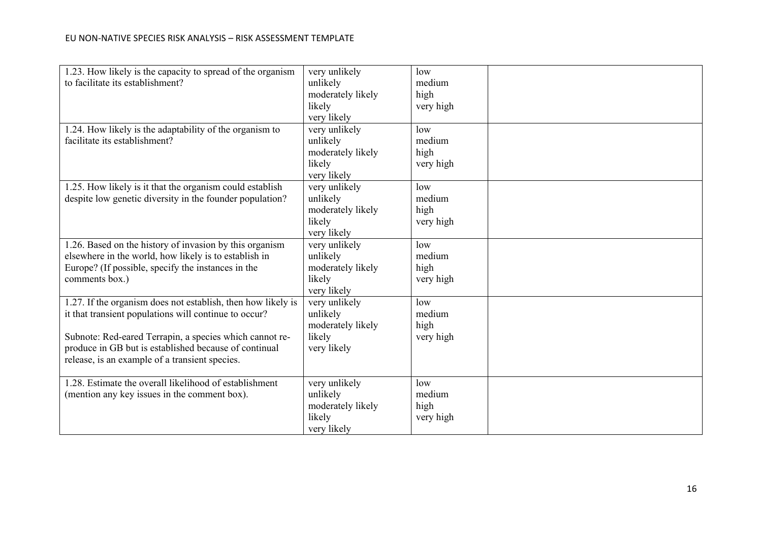| | | | |
|---|---|---|---|
| 1.23. How likely is the capacity to spread of the organism to facilitate its establishment? | very unlikely<br>unlikely<br>moderately likely<br>likely<br>very likely | low<br>medium<br>high<br>very high | |
| 1.24. How likely is the adaptability of the organism to facilitate its establishment? | very unlikely<br>unlikely<br>moderately likely<br>likely<br>very likely | low<br>medium<br>high<br>very high | |
| 1.25. How likely is it that the organism could establish despite low genetic diversity in the founder population? | very unlikely<br>unlikely<br>moderately likely<br>likely<br>very likely | low<br>medium<br>high<br>very high | |
| 1.26. Based on the history of invasion by this organism elsewhere in the world, how likely is to establish in Europe? (If possible, specify the instances in the comments box.) | very unlikely<br>unlikely<br>moderately likely<br>likely<br>very likely | low<br>medium<br>high<br>very high | |
| 1.27. If the organism does not establish, then how likely is it that transient populations will continue to occur?<br><br>Subnote: Red-eared Terrapin, a species which cannot re-produce in GB but is established because of continual release, is an example of a transient species. | very unlikely<br>unlikely<br>moderately likely<br>likely<br>very likely | low<br>medium<br>high<br>very high | |
| 1.28. Estimate the overall likelihood of establishment (mention any key issues in the comment box). | very unlikely<br>unlikely<br>moderately likely<br>likely<br>very likely | low<br>medium<br>high<br>very high | |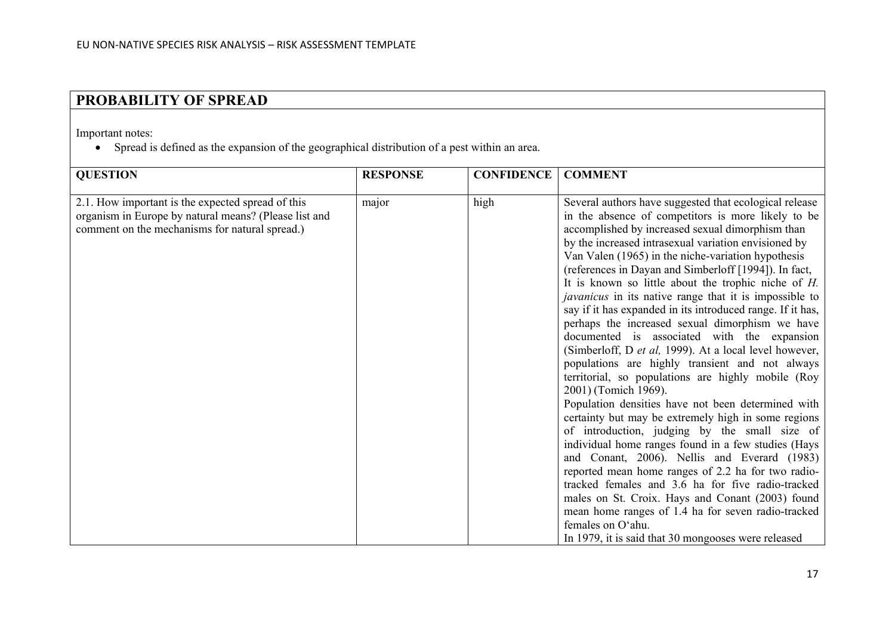## PROBABILITY OF SPREAD

Important notes:

- Spread is defined as the expansion of the geographical distribution of a pest within an area.

| QUESTION | RESPONSE | CONFIDENCE | COMMENT |
|---|---|---|---|
| 2.1. How important is the expected spread of this organism in Europe by natural means? (Please list and comment on the mechanisms for natural spread.) | major | high | Several authors have suggested that ecological release in the absence of competitors is more likely to be accomplished by increased sexual dimorphism than by the increased intrasexual variation envisioned by Van Valen (1965) in the niche-variation hypothesis (references in Dayan and Simberloff [1994]). In fact, It is known so little about the trophic niche of *H. javanicus* in its native range that it is impossible to say if it has expanded in its introduced range. If it has, perhaps the increased sexual dimorphism we have documented is associated with the expansion (Simberloff, D *et al,* 1999). At a local level however, populations are highly transient and not always territorial, so populations are highly mobile (Roy 2001) (Tomich 1969).<br>Population densities have not been determined with certainty but may be extremely high in some regions of introduction, judging by the small size of individual home ranges found in a few studies (Hays and Conant, 2006). Nellis and Everard (1983) reported mean home ranges of 2.2 ha for two radio-tracked females and 3.6 ha for five radio-tracked males on St. Croix. Hays and Conant (2003) found mean home ranges of 1.4 ha for seven radio-tracked females on O'ahu.<br>In 1979, it is said that 30 mongooses were released |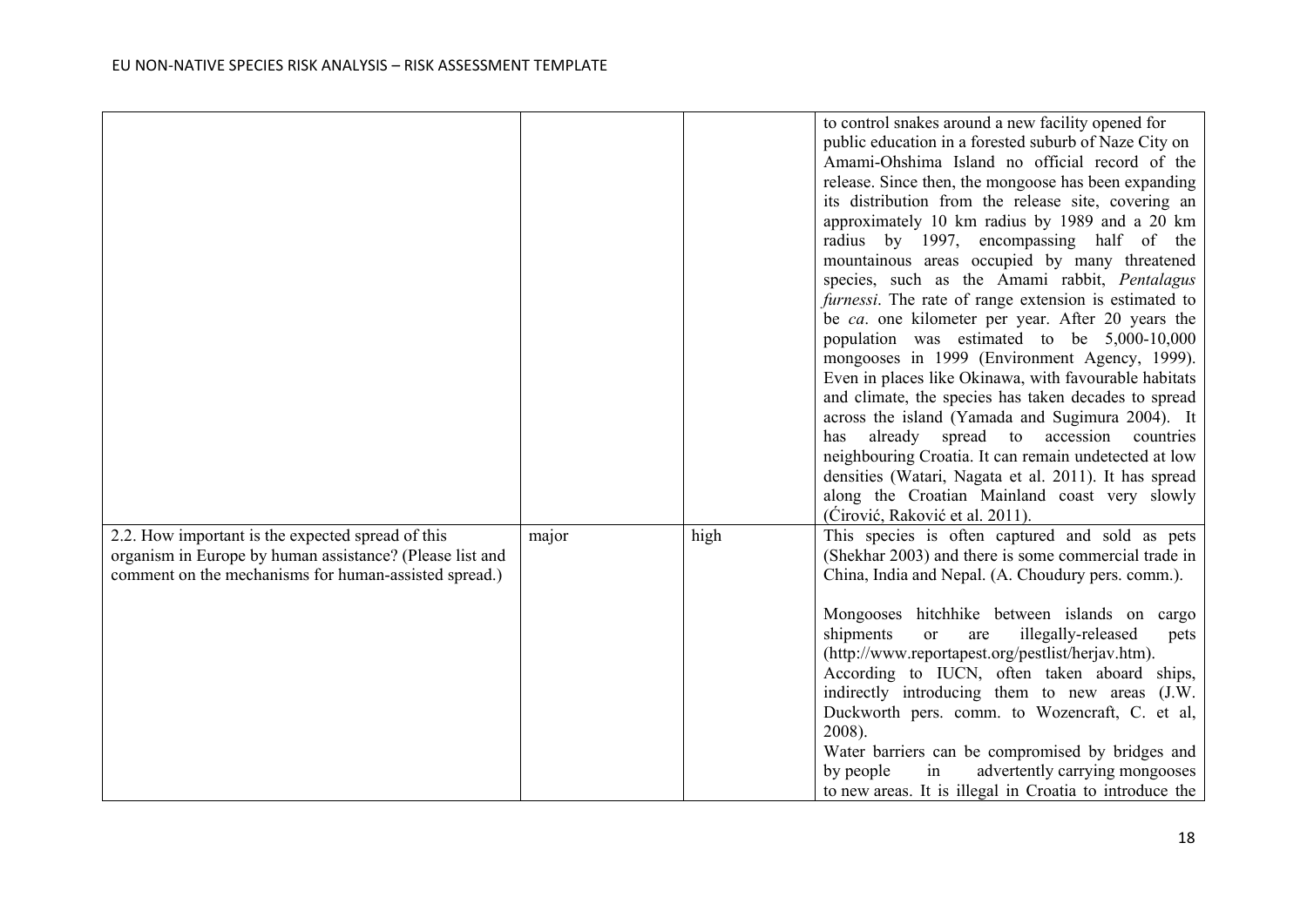| | | | |
|---|---|---|---|
| | | | to control snakes around a new facility opened for public education in a forested suburb of Naze City on Amami-Ohshima Island no official record of the release. Since then, the mongoose has been expanding its distribution from the release site, covering an approximately 10 km radius by 1989 and a 20 km radius by 1997, encompassing half of the mountainous areas occupied by many threatened species, such as the Amami rabbit, *Pentalagus furnessi*. The rate of range extension is estimated to be *ca*. one kilometer per year. After 20 years the population was estimated to be 5,000-10,000 mongooses in 1999 (Environment Agency, 1999). Even in places like Okinawa, with favourable habitats and climate, the species has taken decades to spread across the island (Yamada and Sugimura 2004). It has already spread to accession countries neighbouring Croatia. It can remain undetected at low densities (Watari, Nagata et al. 2011). It has spread along the Croatian Mainland coast very slowly (Ćirović, Raković et al. 2011). |
| 2.2. How important is the expected spread of this organism in Europe by human assistance? (Please list and comment on the mechanisms for human-assisted spread.) | major | high | This species is often captured and sold as pets (Shekhar 2003) and there is some commercial trade in China, India and Nepal. (A. Choudury pers. comm.).<br><br>Mongooses hitchhike between islands on cargo shipments or are illegally-released pets (http://www.reportapest.org/pestlist/herjav.htm).<br>According to IUCN, often taken aboard ships, indirectly introducing them to new areas (J.W. Duckworth pers. comm. to Wozencraft, C. et al, 2008).<br>Water barriers can be compromised by bridges and by people in advertently carrying mongooses to new areas. It is illegal in Croatia to introduce the |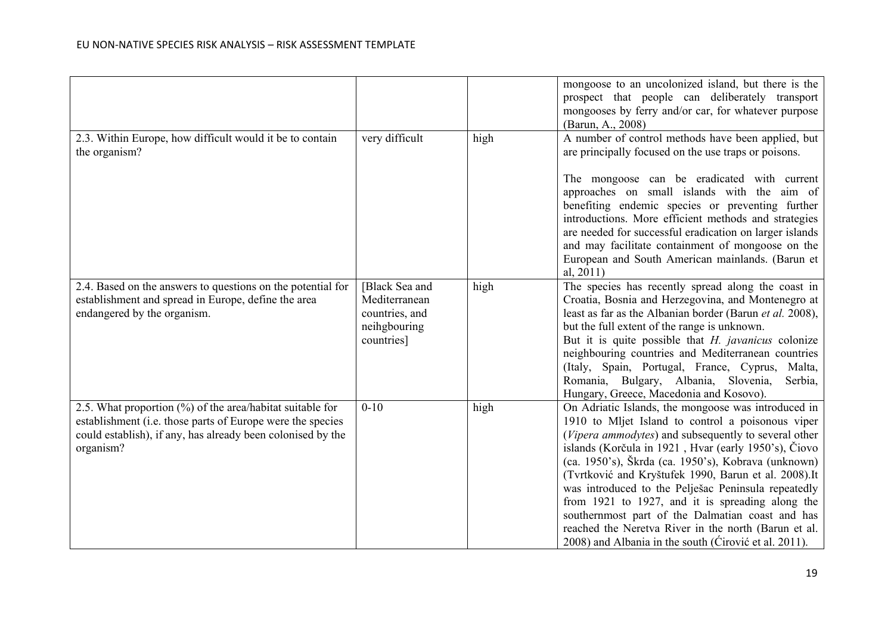| | | | |
|---|---|---|---|
| | | | mongoose to an uncolonized island, but there is the prospect that people can deliberately transport mongooses by ferry and/or car, for whatever purpose (Barun, A., 2008) |
| 2.3. Within Europe, how difficult would it be to contain the organism? | very difficult | high | A number of control methods have been applied, but are principally focused on the use traps or poisons.<br><br>The mongoose can be eradicated with current approaches on small islands with the aim of benefiting endemic species or preventing further introductions. More efficient methods and strategies are needed for successful eradication on larger islands and may facilitate containment of mongoose on the European and South American mainlands. (Barun et al, 2011) |
| 2.4. Based on the answers to questions on the potential for establishment and spread in Europe, define the area endangered by the organism. | [Black Sea and Mediterranean countries, and neihgbouring countries] | high | The species has recently spread along the coast in Croatia, Bosnia and Herzegovina, and Montenegro at least as far as the Albanian border (Barun *et al.* 2008), but the full extent of the range is unknown.<br>But it is quite possible that *H. javanicus* colonize neighbouring countries and Mediterranean countries (Italy, Spain, Portugal, France, Cyprus, Malta, Romania, Bulgary, Albania, Slovenia, Serbia, Hungary, Greece, Macedonia and Kosovo). |
| 2.5. What proportion (%) of the area/habitat suitable for establishment (i.e. those parts of Europe were the species could establish), if any, has already been colonised by the organism? | 0-10 | high | On Adriatic Islands, the mongoose was introduced in 1910 to Mljet Island to control a poisonous viper (*Vipera ammodytes*) and subsequently to several other islands (Korčula in 1921 , Hvar (early 1950's), Čiovo (ca. 1950's), Škrda (ca. 1950's), Kobrava (unknown) (Tvrtković and Kryštufek 1990, Barun et al. 2008).It was introduced to the Pelješac Peninsula repeatedly from 1921 to 1927, and it is spreading along the southernmost part of the Dalmatian coast and has reached the Neretva River in the north (Barun et al. 2008) and Albania in the south (Ćirović et al. 2011). |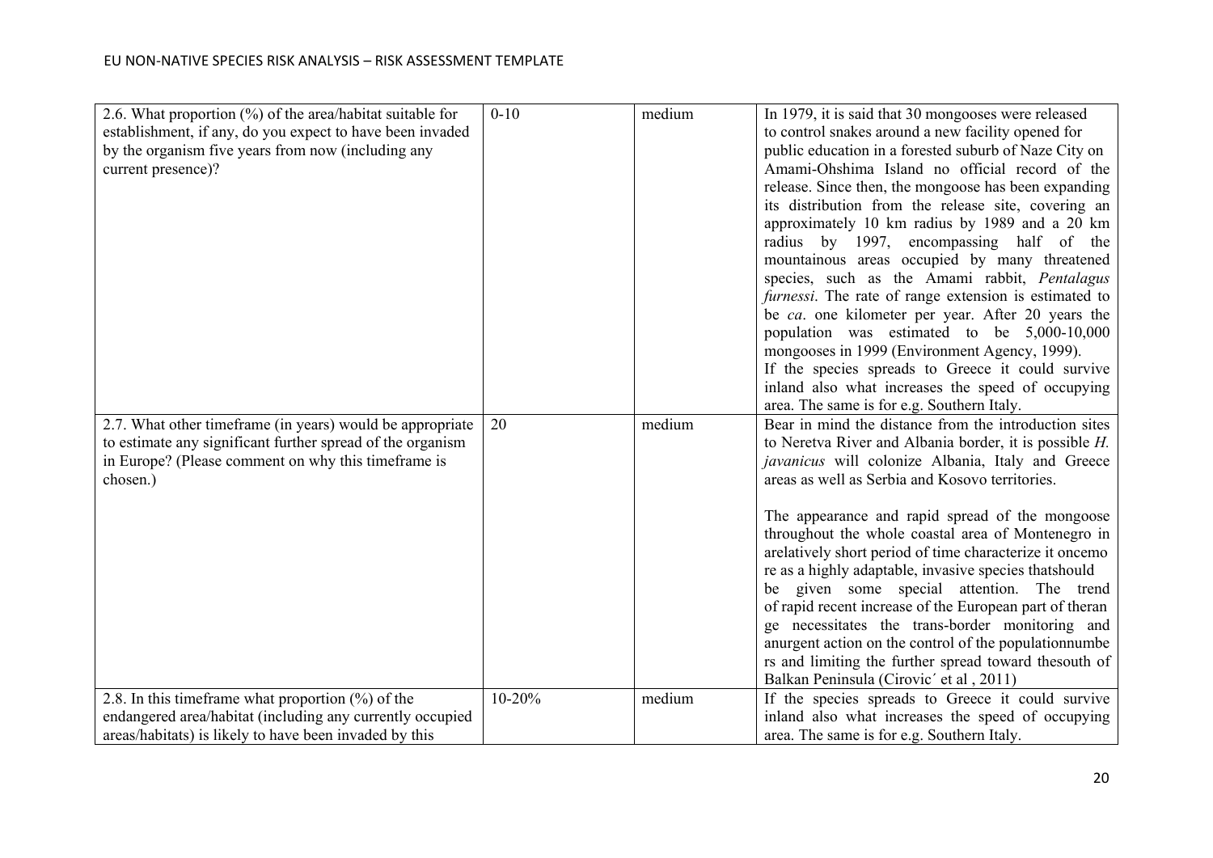| | | | |
|---|---|---|---|
| 2.6. What proportion (%) of the area/habitat suitable for establishment, if any, do you expect to have been invaded by the organism five years from now (including any current presence)? | 0-10 | medium | In 1979, it is said that 30 mongooses were released to control snakes around a new facility opened for public education in a forested suburb of Naze City on Amami-Ohshima Island no official record of the release. Since then, the mongoose has been expanding its distribution from the release site, covering an approximately 10 km radius by 1989 and a 20 km radius by 1997, encompassing half of the mountainous areas occupied by many threatened species, such as the Amami rabbit, *Pentalagus furnessi*. The rate of range extension is estimated to be *ca*. one kilometer per year. After 20 years the population was estimated to be 5,000-10,000 mongooses in 1999 (Environment Agency, 1999). If the species spreads to Greece it could survive inland also what increases the speed of occupying area. The same is for e.g. Southern Italy. |
| 2.7. What other timeframe (in years) would be appropriate to estimate any significant further spread of the organism in Europe? (Please comment on why this timeframe is chosen.) | 20 | medium | Bear in mind the distance from the introduction sites to Neretva River and Albania border, it is possible *H. javanicus* will colonize Albania, Italy and Greece areas as well as Serbia and Kosovo territories.<br><br>The appearance and rapid spread of the mongoose throughout the whole coastal area of Montenegro in arelatively short period of time characterize it oncemo re as a highly adaptable, invasive species thatshould be given some special attention. The trend of rapid recent increase of the European part of theran ge necessitates the trans-border monitoring and anurgent action on the control of the populationnumbe rs and limiting the further spread toward thesouth of Balkan Peninsula (Cirovic´ et al , 2011) |
| 2.8. In this timeframe what proportion (%) of the endangered area/habitat (including any currently occupied areas/habitats) is likely to have been invaded by this | 10-20% | medium | If the species spreads to Greece it could survive inland also what increases the speed of occupying area. The same is for e.g. Southern Italy. |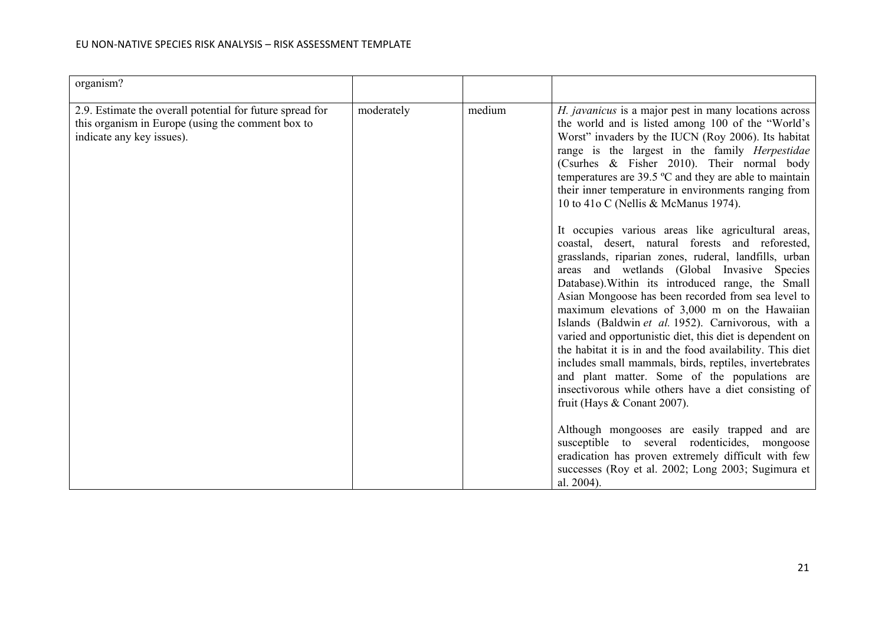| | | | |
|---|---|---|---|
| organism? | | | |
| 2.9. Estimate the overall potential for future spread for this organism in Europe (using the comment box to indicate any key issues). | moderately | medium | *H. javanicus* is a major pest in many locations across the world and is listed among 100 of the "World's Worst" invaders by the IUCN (Roy 2006). Its habitat range is the largest in the family *Herpestidae* (Csurhes & Fisher 2010). Their normal body temperatures are 39.5 ºC and they are able to maintain their inner temperature in environments ranging from 10 to 41o C (Nellis & McManus 1974).<br><br>It occupies various areas like agricultural areas, coastal, desert, natural forests and reforested, grasslands, riparian zones, ruderal, landfills, urban areas and wetlands (Global Invasive Species Database).Within its introduced range, the Small Asian Mongoose has been recorded from sea level to maximum elevations of 3,000 m on the Hawaiian Islands (Baldwin *et al.* 1952). Carnivorous, with a varied and opportunistic diet, this diet is dependent on the habitat it is in and the food availability. This diet includes small mammals, birds, reptiles, invertebrates and plant matter. Some of the populations are insectivorous while others have a diet consisting of fruit (Hays & Conant 2007).<br><br>Although mongooses are easily trapped and are susceptible to several rodenticides, mongoose eradication has proven extremely difficult with few successes (Roy et al. 2002; Long 2003; Sugimura et al. 2004). |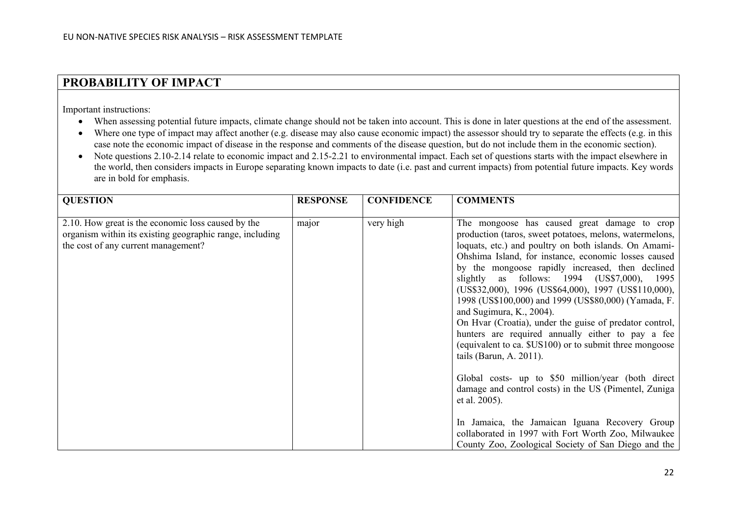## PROBABILITY OF IMPACT

Important instructions:

- When assessing potential future impacts, climate change should not be taken into account. This is done in later questions at the end of the assessment.
- Where one type of impact may affect another (e.g. disease may also cause economic impact) the assessor should try to separate the effects (e.g. in this case note the economic impact of disease in the response and comments of the disease question, but do not include them in the economic section).
- Note questions 2.10-2.14 relate to economic impact and 2.15-2.21 to environmental impact. Each set of questions starts with the impact elsewhere in the world, then considers impacts in Europe separating known impacts to date (i.e. past and current impacts) from potential future impacts. Key words are in bold for emphasis.

| QUESTION | RESPONSE | CONFIDENCE | COMMENTS |
|---|---|---|---|
| 2.10. How great is the economic loss caused by the organism within its existing geographic range, including the cost of any current management? | major | very high | The mongoose has caused great damage to crop production (taros, sweet potatoes, melons, watermelons, loquats, etc.) and poultry on both islands. On Amami-Ohshima Island, for instance, economic losses caused by the mongoose rapidly increased, then declined slightly as follows: 1994 (US$7,000), 1995 (US$32,000), 1996 (US$64,000), 1997 (US$110,000), 1998 (US$100,000) and 1999 (US$80,000) (Yamada, F. and Sugimura, K., 2004).<br>On Hvar (Croatia), under the guise of predator control, hunters are required annually either to pay a fee (equivalent to ca. $US100) or to submit three mongoose tails (Barun, A. 2011).<br><br>Global costs- up to $50 million/year (both direct damage and control costs) in the US (Pimentel, Zuniga et al. 2005).<br><br>In Jamaica, the Jamaican Iguana Recovery Group collaborated in 1997 with Fort Worth Zoo, Milwaukee County Zoo, Zoological Society of San Diego and the |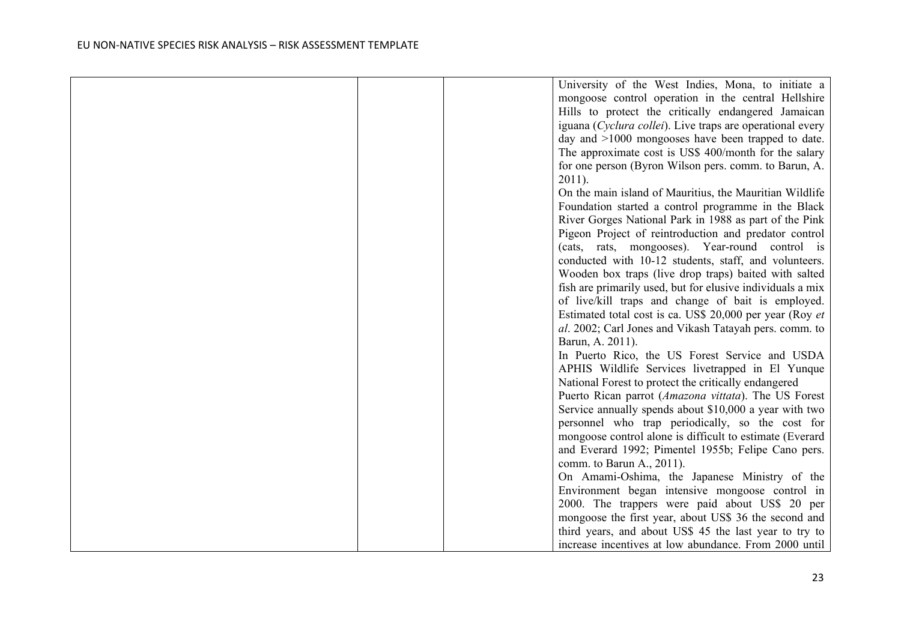| | | | |
|---|---|---|---|
| | | | University of the West Indies, Mona, to initiate a mongoose control operation in the central Hellshire Hills to protect the critically endangered Jamaican iguana (*Cyclura collei*). Live traps are operational every day and >1000 mongooses have been trapped to date. The approximate cost is US$ 400/month for the salary for one person (Byron Wilson pers. comm. to Barun, A. 2011).<br>On the main island of Mauritius, the Mauritian Wildlife Foundation started a control programme in the Black River Gorges National Park in 1988 as part of the Pink Pigeon Project of reintroduction and predator control (cats, rats, mongooses). Year-round control is conducted with 10-12 students, staff, and volunteers. Wooden box traps (live drop traps) baited with salted fish are primarily used, but for elusive individuals a mix of live/kill traps and change of bait is employed. Estimated total cost is ca. US$ 20,000 per year (Roy *et al*. 2002; Carl Jones and Vikash Tatayah pers. comm. to Barun, A. 2011).<br>In Puerto Rico, the US Forest Service and USDA APHIS Wildlife Services livetrapped in El Yunque National Forest to protect the critically endangered Puerto Rican parrot (*Amazona vittata*). The US Forest Service annually spends about $10,000 a year with two personnel who trap periodically, so the cost for mongoose control alone is difficult to estimate (Everard and Everard 1992; Pimentel 1955b; Felipe Cano pers. comm. to Barun A., 2011).<br>On Amami-Oshima, the Japanese Ministry of the Environment began intensive mongoose control in 2000. The trappers were paid about US$ 20 per mongoose the first year, about US$ 36 the second and third years, and about US$ 45 the last year to try to increase incentives at low abundance. From 2000 until |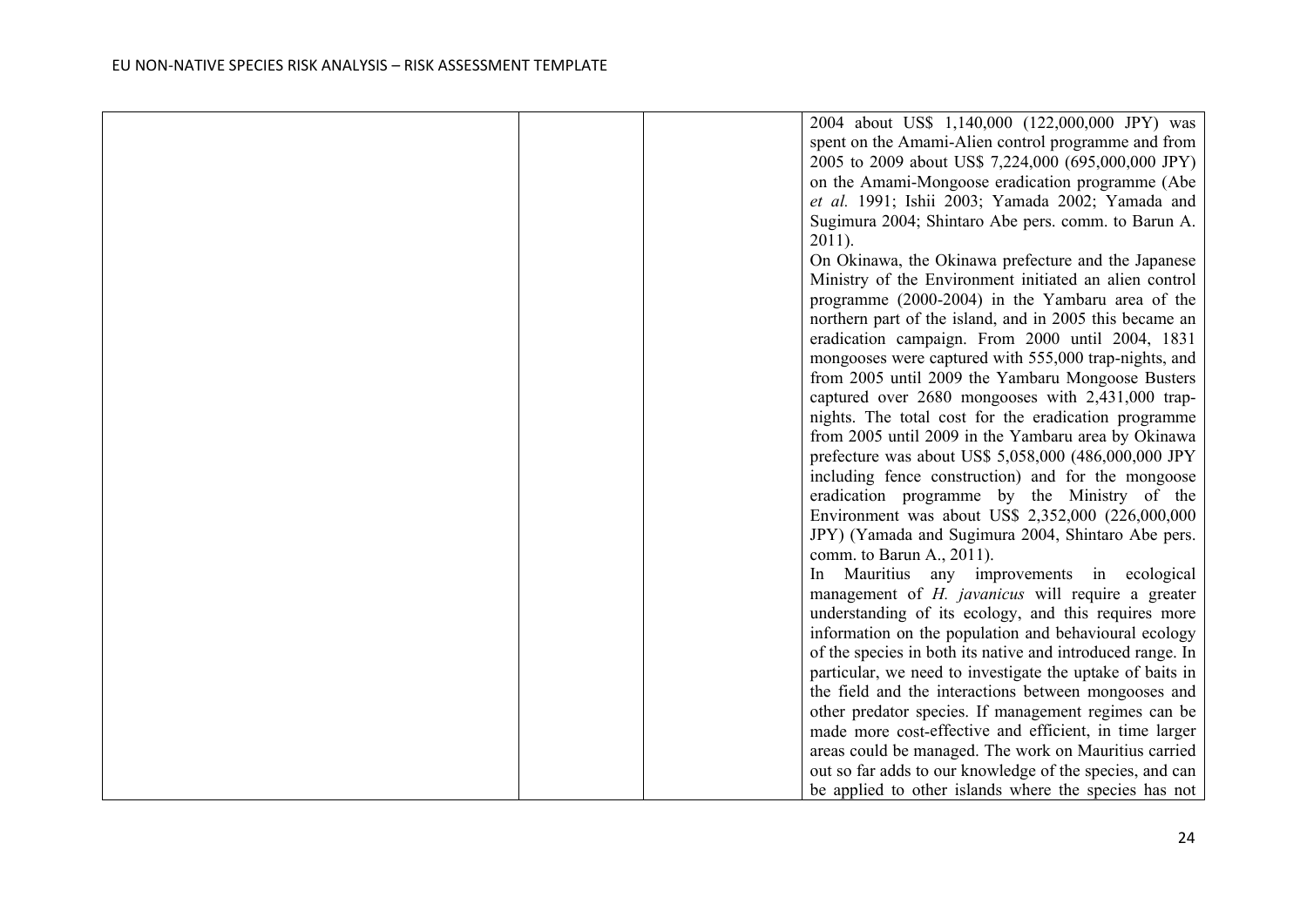| | | | |
|---|---|---|---|
| | | | 2004 about US$ 1,140,000 (122,000,000 JPY) was spent on the Amami-Alien control programme and from 2005 to 2009 about US$ 7,224,000 (695,000,000 JPY) on the Amami-Mongoose eradication programme (Abe *et al.* 1991; Ishii 2003; Yamada 2002; Yamada and Sugimura 2004; Shintaro Abe pers. comm. to Barun A. 2011).<br>On Okinawa, the Okinawa prefecture and the Japanese Ministry of the Environment initiated an alien control programme (2000-2004) in the Yambaru area of the northern part of the island, and in 2005 this became an eradication campaign. From 2000 until 2004, 1831 mongooses were captured with 555,000 trap-nights, and from 2005 until 2009 the Yambaru Mongoose Busters captured over 2680 mongooses with 2,431,000 trap-nights. The total cost for the eradication programme from 2005 until 2009 in the Yambaru area by Okinawa prefecture was about US$ 5,058,000 (486,000,000 JPY including fence construction) and for the mongoose eradication programme by the Ministry of the Environment was about US$ 2,352,000 (226,000,000 JPY) (Yamada and Sugimura 2004, Shintaro Abe pers. comm. to Barun A., 2011).<br>In Mauritius any improvements in ecological management of *H. javanicus* will require a greater understanding of its ecology, and this requires more information on the population and behavioural ecology of the species in both its native and introduced range. In particular, we need to investigate the uptake of baits in the field and the interactions between mongooses and other predator species. If management regimes can be made more cost-effective and efficient, in time larger areas could be managed. The work on Mauritius carried out so far adds to our knowledge of the species, and can be applied to other islands where the species has not |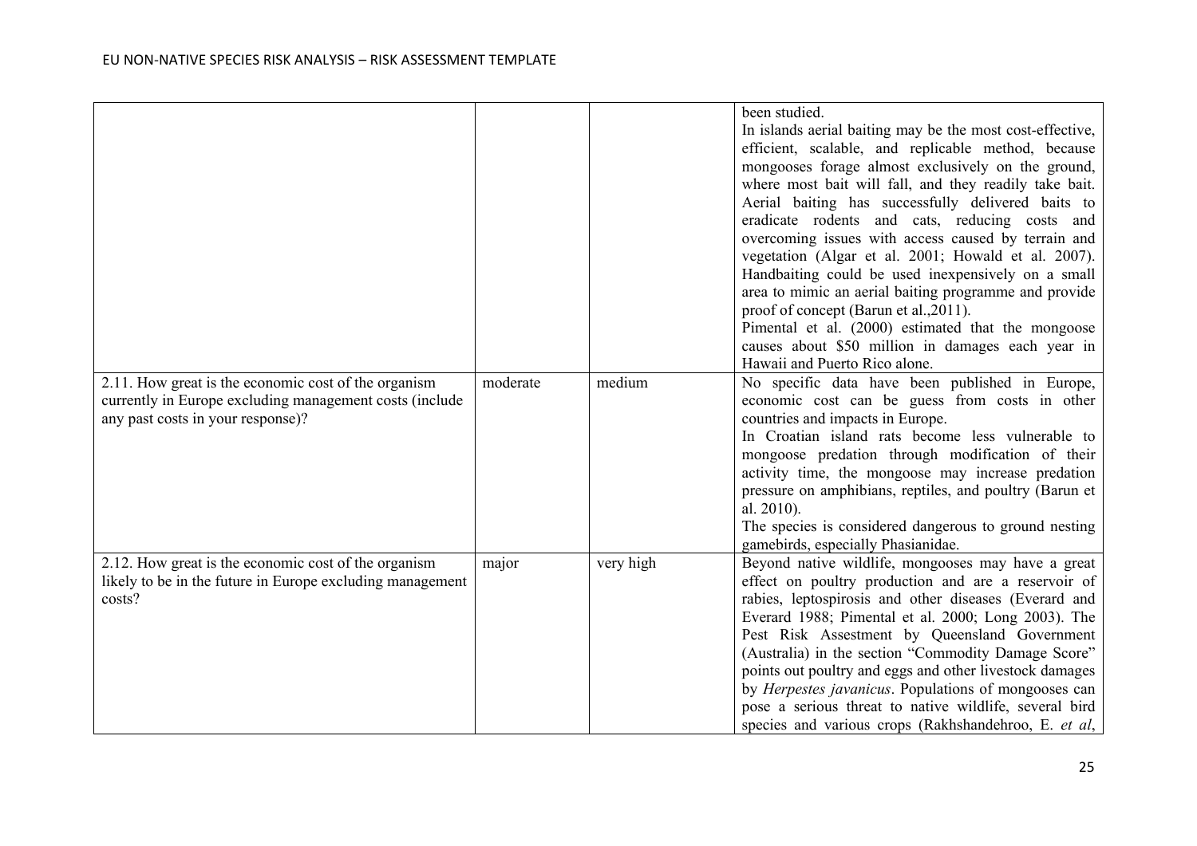| | | | |
|---|---|---|---|
| | | | been studied. In islands aerial baiting may be the most cost-effective, efficient, scalable, and replicable method, because mongooses forage almost exclusively on the ground, where most bait will fall, and they readily take bait. Aerial baiting has successfully delivered baits to eradicate rodents and cats, reducing costs and overcoming issues with access caused by terrain and vegetation (Algar et al. 2001; Howald et al. 2007). Handbaiting could be used inexpensively on a small area to mimic an aerial baiting programme and provide proof of concept (Barun et al.,2011). Pimental et al. (2000) estimated that the mongoose causes about $50 million in damages each year in Hawaii and Puerto Rico alone. |
| 2.11. How great is the economic cost of the organism currently in Europe excluding management costs (include any past costs in your response)? | moderate | medium | No specific data have been published in Europe, economic cost can be guess from costs in other countries and impacts in Europe. In Croatian island rats become less vulnerable to mongoose predation through modification of their activity time, the mongoose may increase predation pressure on amphibians, reptiles, and poultry (Barun et al. 2010). The species is considered dangerous to ground nesting gamebirds, especially Phasianidae. |
| 2.12. How great is the economic cost of the organism likely to be in the future in Europe excluding management costs? | major | very high | Beyond native wildlife, mongooses may have a great effect on poultry production and are a reservoir of rabies, leptospirosis and other diseases (Everard and Everard 1988; Pimental et al. 2000; Long 2003). The Pest Risk Assessment by Queensland Government (Australia) in the section "Commodity Damage Score" points out poultry and eggs and other livestock damages by *Herpestes javanicus*. Populations of mongooses can pose a serious threat to native wildlife, several bird species and various crops (Rakhshandehroo, E. *et al*, |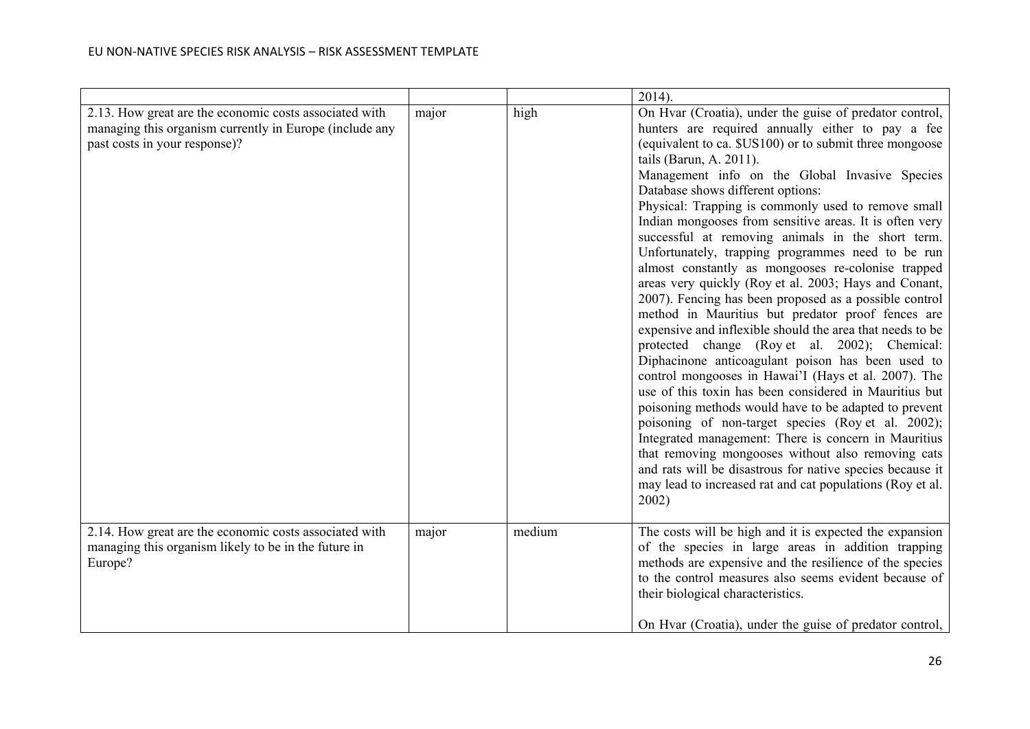| | | | |
|---|---|---|---|
| | | | 2014). |
| 2.13. How great are the economic costs associated with managing this organism currently in Europe (include any past costs in your response)? | major | high | On Hvar (Croatia), under the guise of predator control, hunters are required annually either to pay a fee (equivalent to ca. $US100) or to submit three mongoose tails (Barun, A. 2011).<br>Management info on the Global Invasive Species Database shows different options:<br>Physical: Trapping is commonly used to remove small Indian mongooses from sensitive areas. It is often very successful at removing animals in the short term. Unfortunately, trapping programmes need to be run almost constantly as mongooses re-colonise trapped areas very quickly (Roy et al. 2003; Hays and Conant, 2007). Fencing has been proposed as a possible control method in Mauritius but predator proof fences are expensive and inflexible should the area that needs to be protected change (Roy et al. 2002); Chemical: Diphacinone anticoagulant poison has been used to control mongooses in Hawai'I (Hays et al. 2007). The use of this toxin has been considered in Mauritius but poisoning methods would have to be adapted to prevent poisoning of non-target species (Roy et al. 2002); Integrated management: There is concern in Mauritius that removing mongooses without also removing cats and rats will be disastrous for native species because it may lead to increased rat and cat populations (Roy et al. 2002) |
| 2.14. How great are the economic costs associated with managing this organism likely to be in the future in Europe? | major | medium | The costs will be high and it is expected the expansion of the species in large areas in addition trapping methods are expensive and the resilience of the species to the control measures also seems evident because of their biological characteristics.<br><br>On Hvar (Croatia), under the guise of predator control, |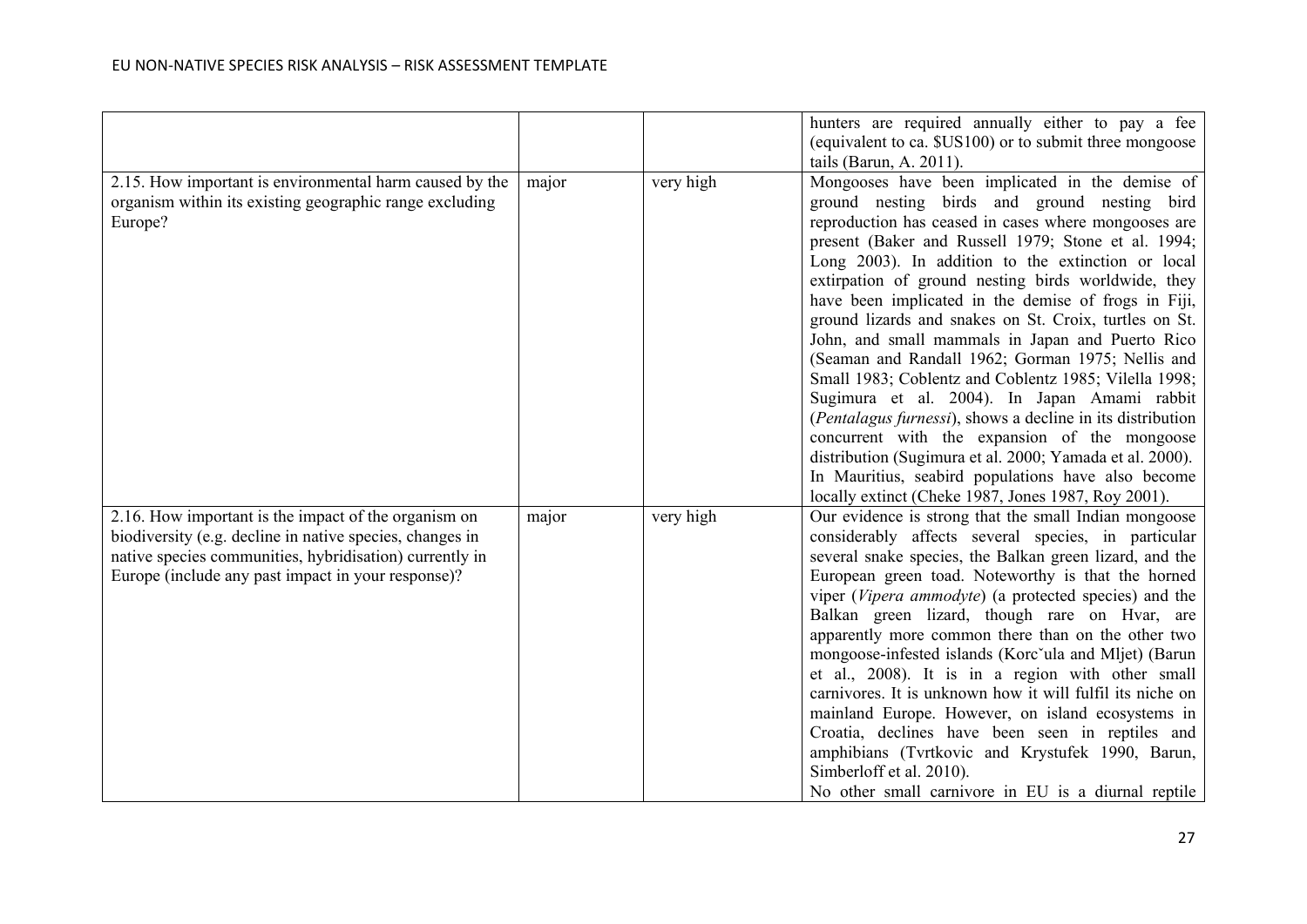| | | | |
|---|---|---|---|
| | | | hunters are required annually either to pay a fee (equivalent to ca. $US100) or to submit three mongoose tails (Barun, A. 2011). |
| 2.15. How important is environmental harm caused by the organism within its existing geographic range excluding Europe? | major | very high | Mongooses have been implicated in the demise of ground nesting birds and ground nesting bird reproduction has ceased in cases where mongooses are present (Baker and Russell 1979; Stone et al. 1994; Long 2003). In addition to the extinction or local extirpation of ground nesting birds worldwide, they have been implicated in the demise of frogs in Fiji, ground lizards and snakes on St. Croix, turtles on St. John, and small mammals in Japan and Puerto Rico (Seaman and Randall 1962; Gorman 1975; Nellis and Small 1983; Coblentz and Coblentz 1985; Vilella 1998; Sugimura et al. 2004). In Japan Amami rabbit (*Pentalagus furnessi*), shows a decline in its distribution concurrent with the expansion of the mongoose distribution (Sugimura et al. 2000; Yamada et al. 2000). In Mauritius, seabird populations have also become locally extinct (Cheke 1987, Jones 1987, Roy 2001). |
| 2.16. How important is the impact of the organism on biodiversity (e.g. decline in native species, changes in native species communities, hybridisation) currently in Europe (include any past impact in your response)? | major | very high | Our evidence is strong that the small Indian mongoose considerably affects several species, in particular several snake species, the Balkan green lizard, and the European green toad. Noteworthy is that the horned viper (*Vipera ammodyte*) (a protected species) and the Balkan green lizard, though rare on Hvar, are apparently more common there than on the other two mongoose-infested islands (Korcˇula and Mljet) (Barun et al., 2008). It is in a region with other small carnivores. It is unknown how it will fulfil its niche on mainland Europe. However, on island ecosystems in Croatia, declines have been seen in reptiles and amphibians (Tvrtkovic and Krystufek 1990, Barun, Simberloff et al. 2010).<br>No other small carnivore in EU is a diurnal reptile |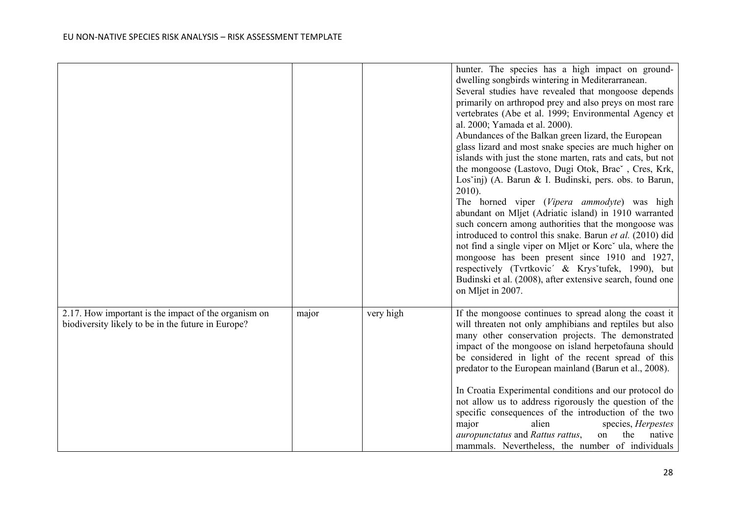| | | | |
|---|---|---|---|
| | | | hunter. The species has a high impact on ground-dwelling songbirds wintering in Mediterarranean.<br>Several studies have revealed that mongoose depends primarily on arthropod prey and also preys on most rare vertebrates (Abe et al. 1999; Environmental Agency et al. 2000; Yamada et al. 2000).<br>Abundances of the Balkan green lizard, the European glass lizard and most snake species are much higher on islands with just the stone marten, rats and cats, but not the mongoose (Lastovo, Dugi Otok, Bracˇ , Cres, Krk, Losˇinj) (A. Barun & I. Budinski, pers. obs. to Barun, 2010).<br>The horned viper (*Vipera ammodyte*) was high abundant on Mljet (Adriatic island) in 1910 warranted such concern among authorities that the mongoose was introduced to control this snake. Barun *et al.* (2010) did not find a single viper on Mljet or Korcˇ ula, where the mongoose has been present since 1910 and 1927, respectively (Tvrtkovic´ & Krysˇtufek, 1990), but Budinski et al. (2008), after extensive search, found one on Mljet in 2007. |
| 2.17. How important is the impact of the organism on biodiversity likely to be in the future in Europe? | major | very high | If the mongoose continues to spread along the coast it will threaten not only amphibians and reptiles but also many other conservation projects. The demonstrated impact of the mongoose on island herpetofauna should be considered in light of the recent spread of this predator to the European mainland (Barun et al., 2008).<br><br>In Croatia Experimental conditions and our protocol do not allow us to address rigorously the question of the specific consequences of the introduction of the two major alien species, *Herpestes auropunctatus* and *Rattus rattus*, on the native mammals. Nevertheless, the number of individuals |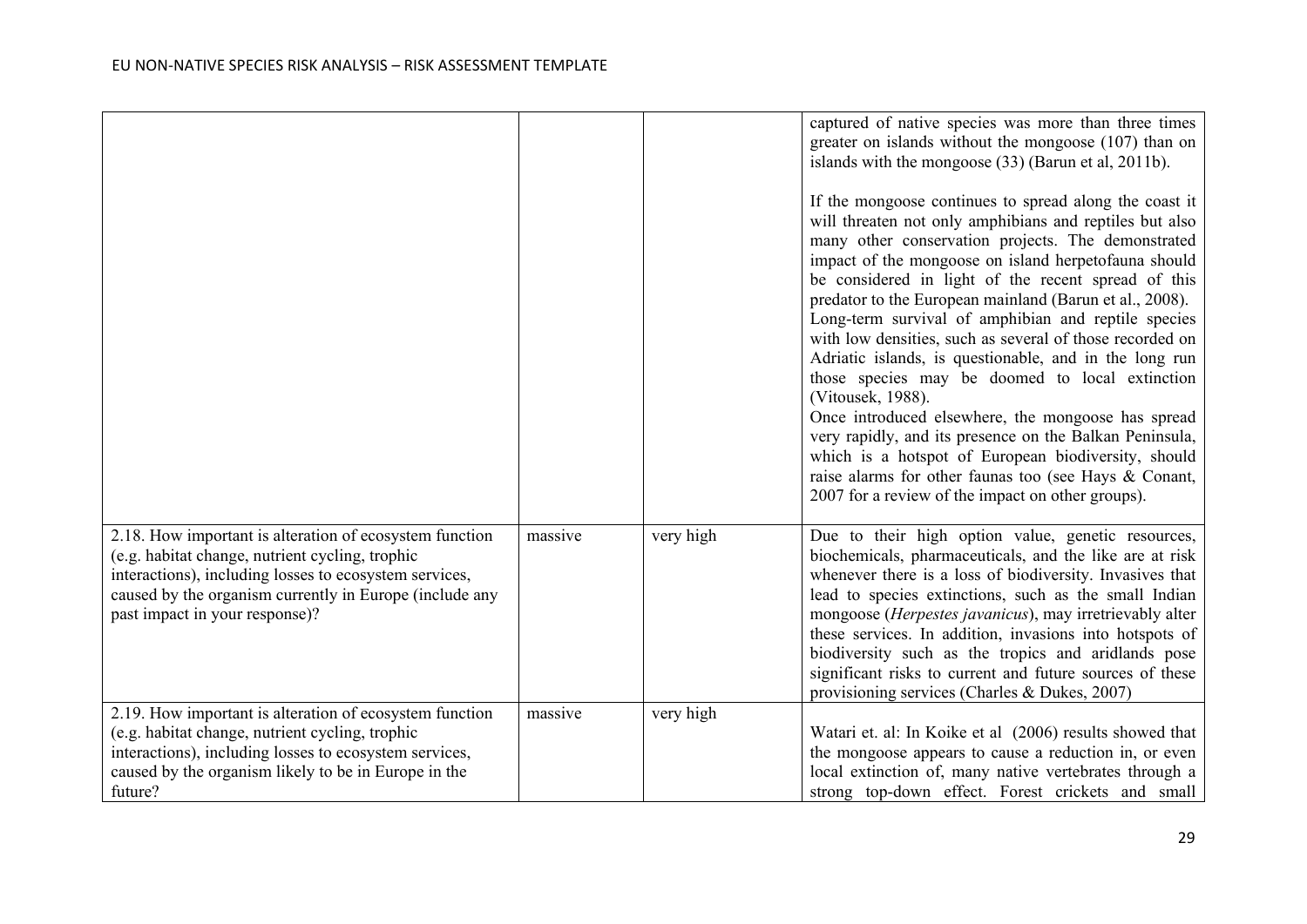| | | | |
|---|---|---|---|
| | | | captured of native species was more than three times greater on islands without the mongoose (107) than on islands with the mongoose (33) (Barun et al, 2011b).<br><br>If the mongoose continues to spread along the coast it will threaten not only amphibians and reptiles but also many other conservation projects. The demonstrated impact of the mongoose on island herpetofauna should be considered in light of the recent spread of this predator to the European mainland (Barun et al., 2008).<br>Long-term survival of amphibian and reptile species with low densities, such as several of those recorded on Adriatic islands, is questionable, and in the long run those species may be doomed to local extinction (Vitousek, 1988).<br>Once introduced elsewhere, the mongoose has spread very rapidly, and its presence on the Balkan Peninsula, which is a hotspot of European biodiversity, should raise alarms for other faunas too (see Hays & Conant, 2007 for a review of the impact on other groups). |
| 2.18. How important is alteration of ecosystem function (e.g. habitat change, nutrient cycling, trophic interactions), including losses to ecosystem services, caused by the organism currently in Europe (include any past impact in your response)? | massive | very high | Due to their high option value, genetic resources, biochemicals, pharmaceuticals, and the like are at risk whenever there is a loss of biodiversity. Invasives that lead to species extinctions, such as the small Indian mongoose (*Herpestes javanicus*), may irretrievably alter these services. In addition, invasions into hotspots of biodiversity such as the tropics and aridlands pose significant risks to current and future sources of these provisioning services (Charles & Dukes, 2007) |
| 2.19. How important is alteration of ecosystem function (e.g. habitat change, nutrient cycling, trophic interactions), including losses to ecosystem services, caused by the organism likely to be in Europe in the future? | massive | very high | Watari et. al: In Koike et al (2006) results showed that the mongoose appears to cause a reduction in, or even local extinction of, many native vertebrates through a strong top-down effect. Forest crickets and small |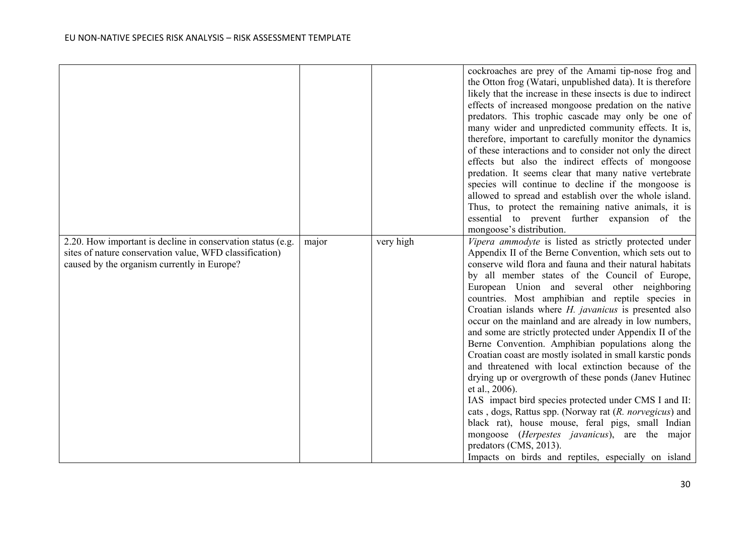| | | | |
|---|---|---|---|
| | | | cockroaches are prey of the Amami tip-nose frog and the Otton frog (Watari, unpublished data). It is therefore likely that the increase in these insects is due to indirect effects of increased mongoose predation on the native predators. This trophic cascade may only be one of many wider and unpredicted community effects. It is, therefore, important to carefully monitor the dynamics of these interactions and to consider not only the direct effects but also the indirect effects of mongoose predation. It seems clear that many native vertebrate species will continue to decline if the mongoose is allowed to spread and establish over the whole island. Thus, to protect the remaining native animals, it is essential to prevent further expansion of the mongoose's distribution. |
| 2.20. How important is decline in conservation status (e.g. sites of nature conservation value, WFD classification) caused by the organism currently in Europe? | major | very high | *Vipera ammodyte* is listed as strictly protected under Appendix II of the Berne Convention, which sets out to conserve wild flora and fauna and their natural habitats by all member states of the Council of Europe, European Union and several other neighboring countries. Most amphibian and reptile species in Croatian islands where *H. javanicus* is presented also occur on the mainland and are already in low numbers, and some are strictly protected under Appendix II of the Berne Convention. Amphibian populations along the Croatian coast are mostly isolated in small karstic ponds and threatened with local extinction because of the drying up or overgrowth of these ponds (Janev Hutinec et al., 2006).<br>IAS impact bird species protected under CMS I and II: cats , dogs, Rattus spp. (Norway rat (*R. norvegicus*) and black rat), house mouse, feral pigs, small Indian mongoose (*Herpestes javanicus*), are the major predators (CMS, 2013).<br>Impacts on birds and reptiles, especially on island |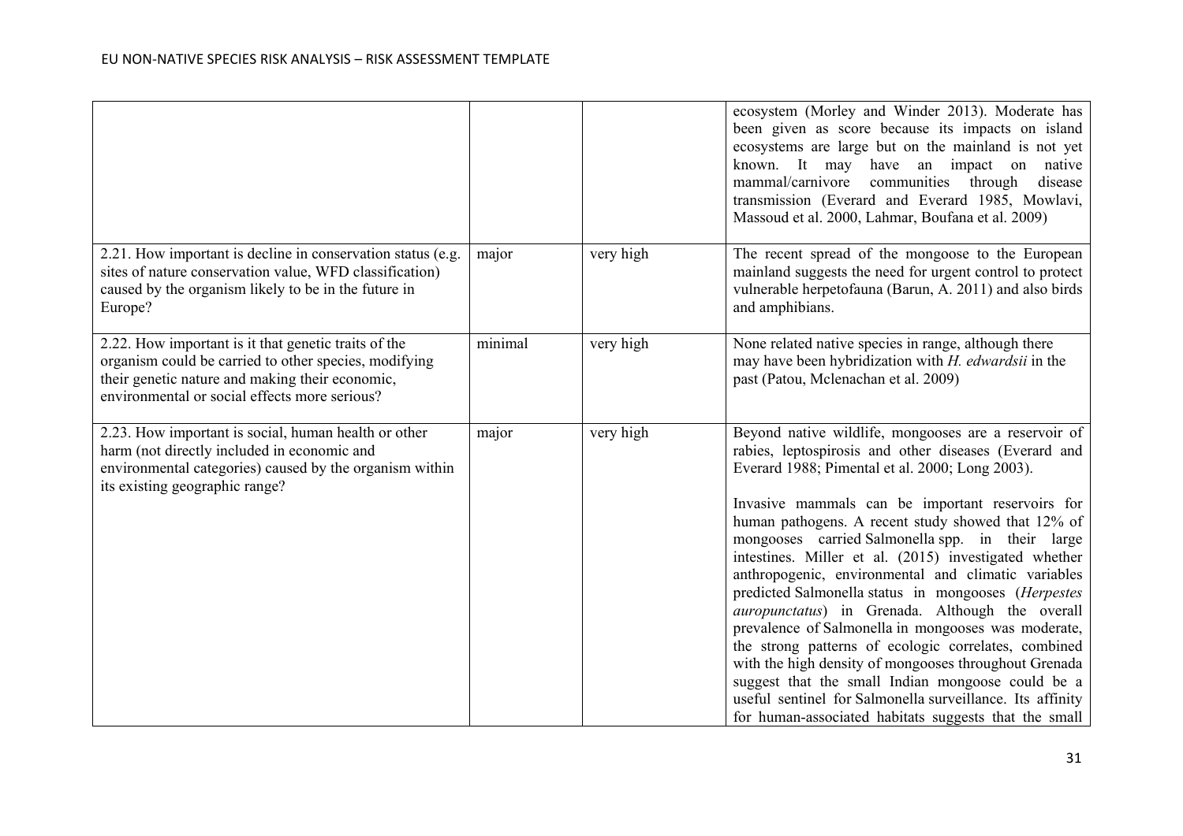| | | | |
|---|---|---|---|
| | | | ecosystem (Morley and Winder 2013). Moderate has been given as score because its impacts on island ecosystems are large but on the mainland is not yet known. It may have an impact on native mammal/carnivore communities through disease transmission (Everard and Everard 1985, Mowlavi, Massoud et al. 2000, Lahmar, Boufana et al. 2009) |
| 2.21. How important is decline in conservation status (e.g. sites of nature conservation value, WFD classification) caused by the organism likely to be in the future in Europe? | major | very high | The recent spread of the mongoose to the European mainland suggests the need for urgent control to protect vulnerable herpetofauna (Barun, A. 2011) and also birds and amphibians. |
| 2.22. How important is it that genetic traits of the organism could be carried to other species, modifying their genetic nature and making their economic, environmental or social effects more serious? | minimal | very high | None related native species in range, although there may have been hybridization with *H. edwardsii* in the past (Patou, Mclenachan et al. 2009) |
| 2.23. How important is social, human health or other harm (not directly included in economic and environmental categories) caused by the organism within its existing geographic range? | major | very high | Beyond native wildlife, mongooses are a reservoir of rabies, leptospirosis and other diseases (Everard and Everard 1988; Pimental et al. 2000; Long 2003).<br><br>Invasive mammals can be important reservoirs for human pathogens. A recent study showed that 12% of mongooses carried Salmonella spp. in their large intestines. Miller et al. (2015) investigated whether anthropogenic, environmental and climatic variables predicted Salmonella status in mongooses (*Herpestes auropunctatus*) in Grenada. Although the overall prevalence of Salmonella in mongooses was moderate, the strong patterns of ecologic correlates, combined with the high density of mongooses throughout Grenada suggest that the small Indian mongoose could be a useful sentinel for Salmonella surveillance. Its affinity for human-associated habitats suggests that the small |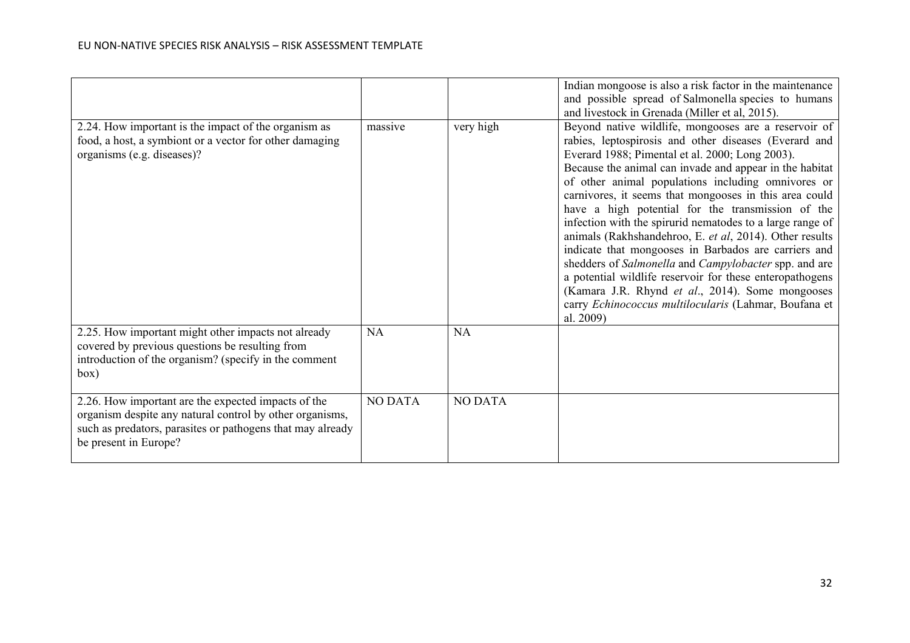| | | | |
|---|---|---|---|
| | | | Indian mongoose is also a risk factor in the maintenance and possible spread of Salmonella species to humans and livestock in Grenada (Miller et al, 2015). |
| 2.24. How important is the impact of the organism as food, a host, a symbiont or a vector for other damaging organisms (e.g. diseases)? | massive | very high | Beyond native wildlife, mongooses are a reservoir of rabies, leptospirosis and other diseases (Everard and Everard 1988; Pimental et al. 2000; Long 2003). Because the animal can invade and appear in the habitat of other animal populations including omnivores or carnivores, it seems that mongooses in this area could have a high potential for the transmission of the infection with the spirurid nematodes to a large range of animals (Rakhshandehroo, E. *et al*, 2014). Other results indicate that mongooses in Barbados are carriers and shedders of *Salmonella* and *Campylobacter* spp. and are a potential wildlife reservoir for these enteropathogens (Kamara J.R. Rhynd *et al*., 2014). Some mongooses carry *Echinococcus multilocularis* (Lahmar, Boufana et al. 2009) |
| 2.25. How important might other impacts not already covered by previous questions be resulting from introduction of the organism? (specify in the comment box) | NA | NA | |
| 2.26. How important are the expected impacts of the organism despite any natural control by other organisms, such as predators, parasites or pathogens that may already be present in Europe? | NO DATA | NO DATA | |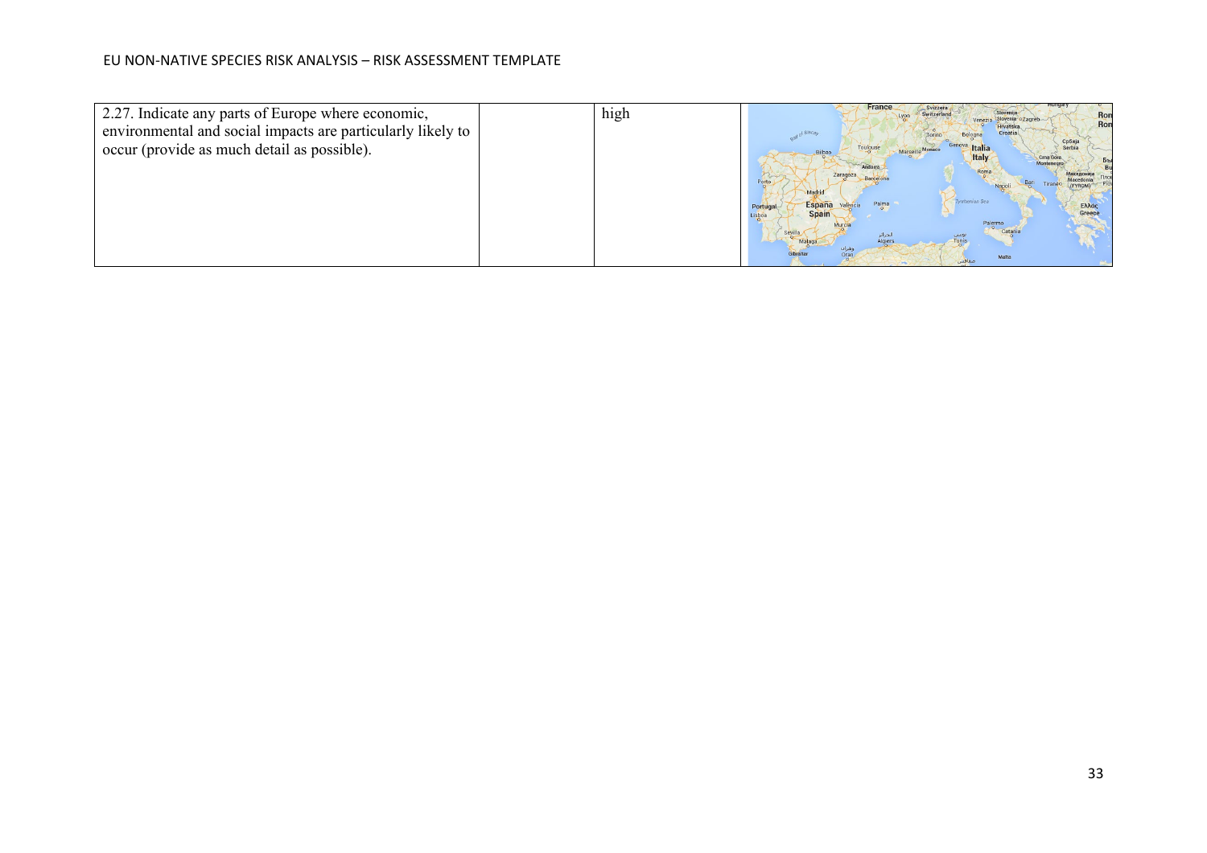| 2.27. Indicate any parts of Europe where economic, environmental and social impacts are particularly likely to occur (provide as much detail as possible). | | high | |
| --- | --- | --- | --- |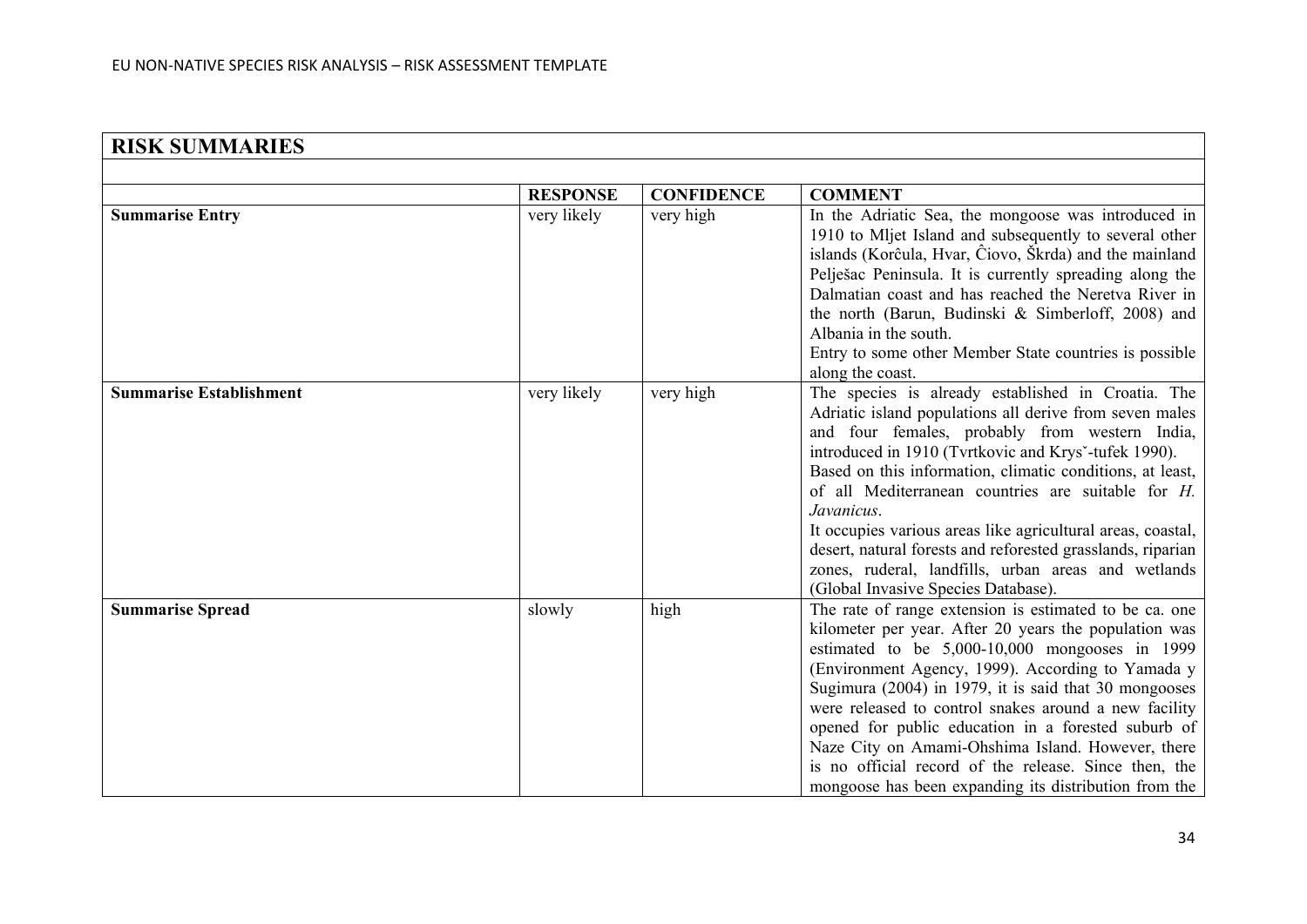| RISK SUMMARIES | | | |
|---|---|---|---|
| | **RESPONSE** | **CONFIDENCE** | **COMMENT** |
| **Summarise Entry** | very likely | very high | In the Adriatic Sea, the mongoose was introduced in 1910 to Mljet Island and subsequently to several other islands (Korĉula, Hvar, Ĉiovo, Škrda) and the mainland Pelješac Peninsula. It is currently spreading along the Dalmatian coast and has reached the Neretva River in the north (Barun, Budinski & Simberloff, 2008) and Albania in the south.<br>Entry to some other Member State countries is possible along the coast. |
| **Summarise Establishment** | very likely | very high | The species is already established in Croatia. The Adriatic island populations all derive from seven males and four females, probably from western India, introduced in 1910 (Tvrtkovic and Krysˇ-tufek 1990).<br>Based on this information, climatic conditions, at least, of all Mediterranean countries are suitable for *H. Javanicus*.<br>It occupies various areas like agricultural areas, coastal, desert, natural forests and reforested grasslands, riparian zones, ruderal, landfills, urban areas and wetlands (Global Invasive Species Database). |
| **Summarise Spread** | slowly | high | The rate of range extension is estimated to be ca. one kilometer per year. After 20 years the population was estimated to be 5,000-10,000 mongooses in 1999 (Environment Agency, 1999). According to Yamada y Sugimura (2004) in 1979, it is said that 30 mongooses were released to control snakes around a new facility opened for public education in a forested suburb of Naze City on Amami-Ohshima Island. However, there is no official record of the release. Since then, the mongoose has been expanding its distribution from the |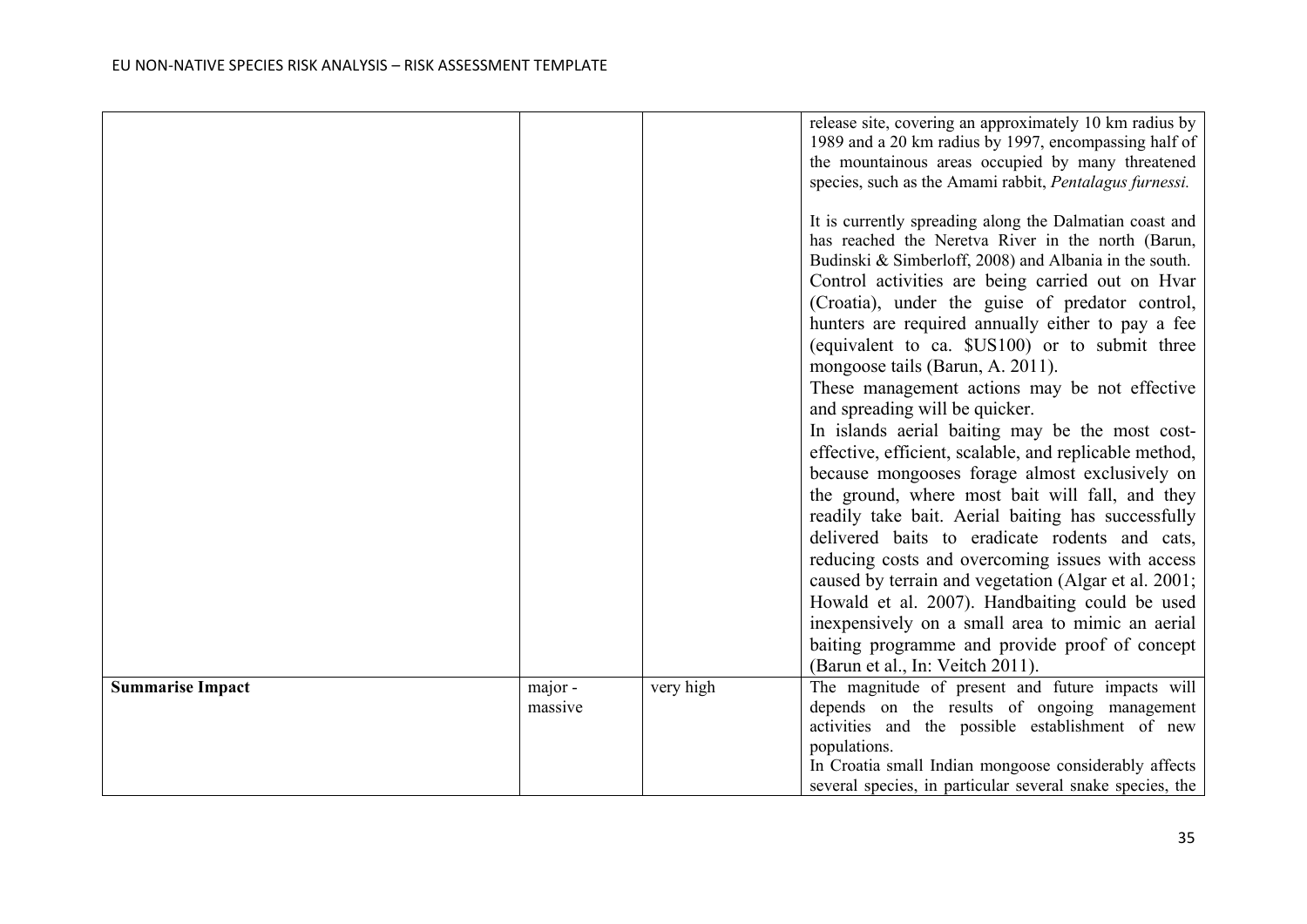| | | | |
|---|---|---|---|
| | | | release site, covering an approximately 10 km radius by 1989 and a 20 km radius by 1997, encompassing half of the mountainous areas occupied by many threatened species, such as the Amami rabbit, *Pentalagus furnessi.*<br><br>It is currently spreading along the Dalmatian coast and has reached the Neretva River in the north (Barun, Budinski & Simberloff, 2008) and Albania in the south.<br>Control activities are being carried out on Hvar (Croatia), under the guise of predator control, hunters are required annually either to pay a fee (equivalent to ca. $US100) or to submit three mongoose tails (Barun, A. 2011).<br>These management actions may be not effective and spreading will be quicker.<br>In islands aerial baiting may be the most cost-effective, efficient, scalable, and replicable method, because mongooses forage almost exclusively on the ground, where most bait will fall, and they readily take bait. Aerial baiting has successfully delivered baits to eradicate rodents and cats, reducing costs and overcoming issues with access caused by terrain and vegetation (Algar et al. 2001; Howald et al. 2007). Handbaiting could be used inexpensively on a small area to mimic an aerial baiting programme and provide proof of concept (Barun et al., In: Veitch 2011). |
| **Summarise Impact** | major - massive | very high | The magnitude of present and future impacts will depends on the results of ongoing management activities and the possible establishment of new populations.<br>In Croatia small Indian mongoose considerably affects several species, in particular several snake species, the |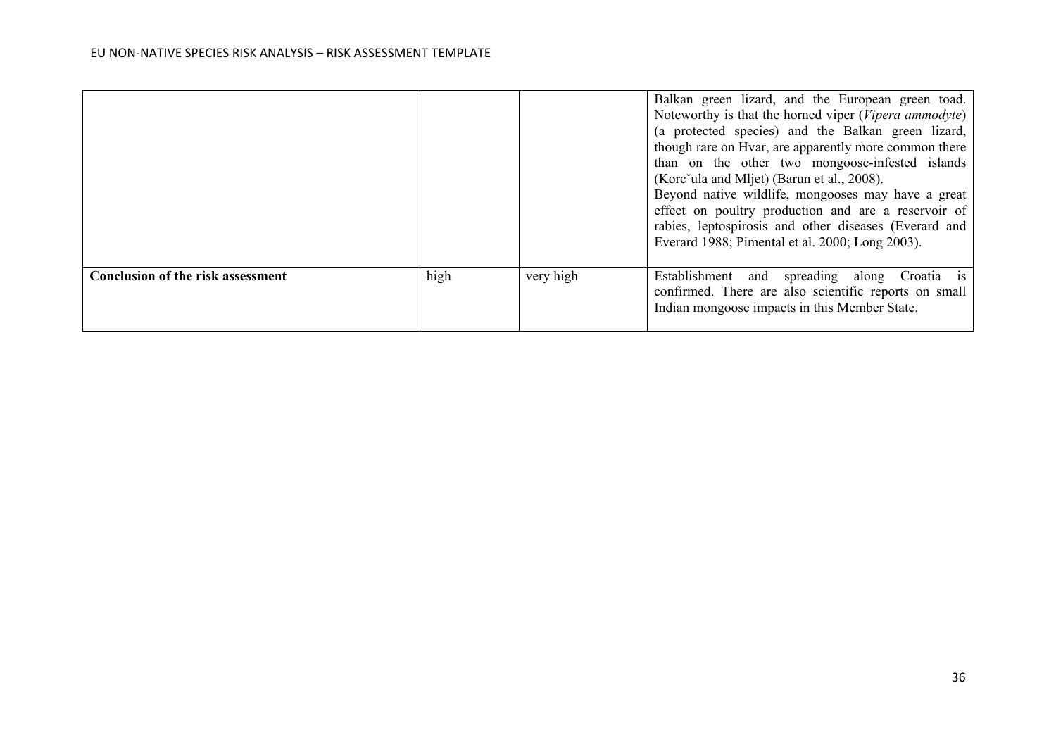| | | | |
|---|---|---|---|
| | | | Balkan green lizard, and the European green toad. Noteworthy is that the horned viper (*Vipera ammodyte*) (a protected species) and the Balkan green lizard, though rare on Hvar, are apparently more common there than on the other two mongoose-infested islands (Korcˇula and Mljet) (Barun et al., 2008). Beyond native wildlife, mongooses may have a great effect on poultry production and are a reservoir of rabies, leptospirosis and other diseases (Everard and Everard 1988; Pimental et al. 2000; Long 2003). |
| **Conclusion of the risk assessment** | high | very high | Establishment and spreading along Croatia is confirmed. There are also scientific reports on small Indian mongoose impacts in this Member State. |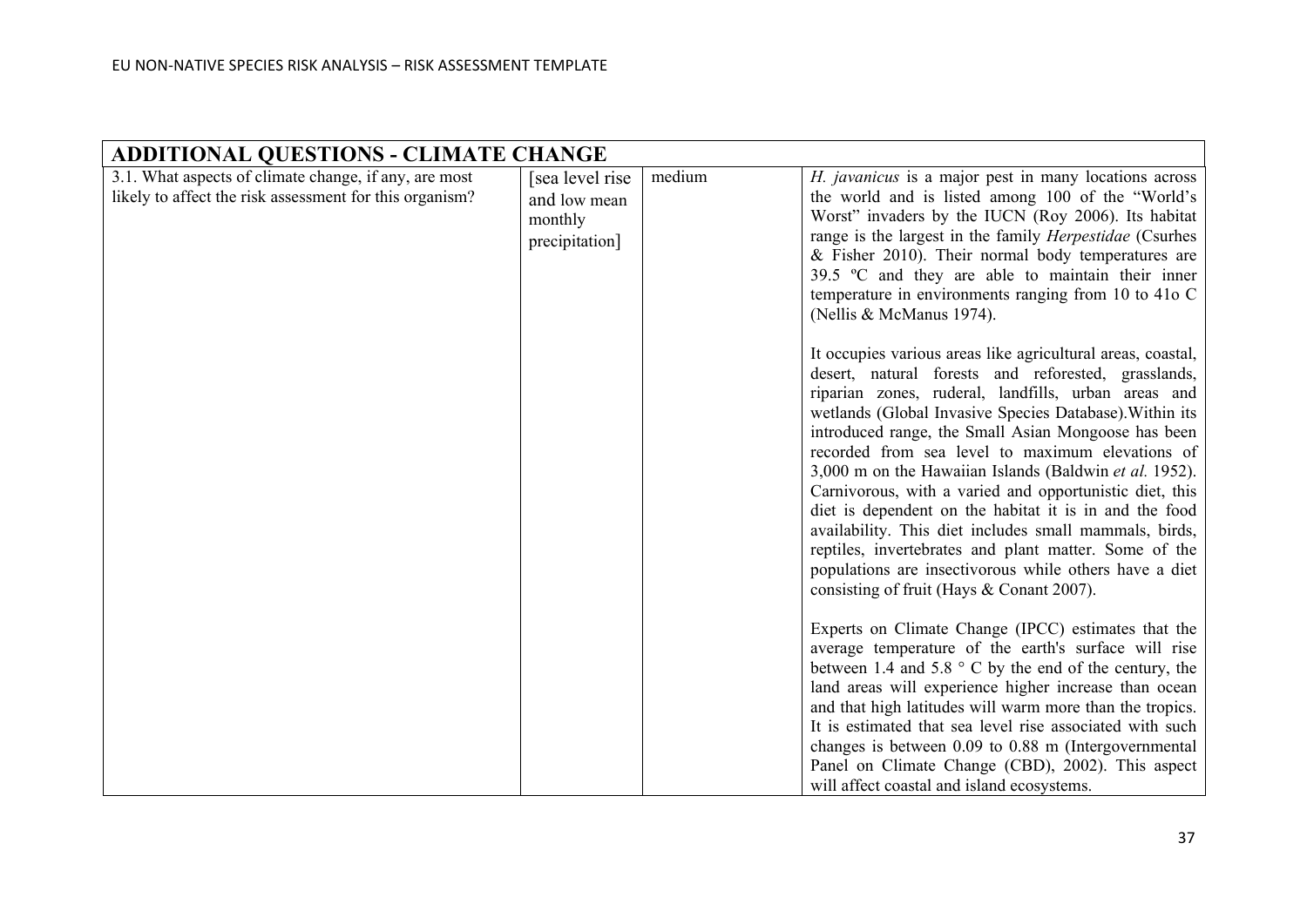| ADDITIONAL QUESTIONS - CLIMATE CHANGE | | | |
|---|---|---|---|
| 3.1. What aspects of climate change, if any, are most likely to affect the risk assessment for this organism? | [sea level rise and low mean monthly precipitation] | medium | *H. javanicus* is a major pest in many locations across the world and is listed among 100 of the "World's Worst" invaders by the IUCN (Roy 2006). Its habitat range is the largest in the family *Herpestidae* (Csurhes & Fisher 2010). Their normal body temperatures are 39.5 ºC and they are able to maintain their inner temperature in environments ranging from 10 to 41o C (Nellis & McManus 1974).<br><br>It occupies various areas like agricultural areas, coastal, desert, natural forests and reforested, grasslands, riparian zones, ruderal, landfills, urban areas and wetlands (Global Invasive Species Database).Within its introduced range, the Small Asian Mongoose has been recorded from sea level to maximum elevations of 3,000 m on the Hawaiian Islands (Baldwin *et al.* 1952). Carnivorous, with a varied and opportunistic diet, this diet is dependent on the habitat it is in and the food availability. This diet includes small mammals, birds, reptiles, invertebrates and plant matter. Some of the populations are insectivorous while others have a diet consisting of fruit (Hays & Conant 2007).<br><br>Experts on Climate Change (IPCC) estimates that the average temperature of the earth's surface will rise between 1.4 and 5.8 ° C by the end of the century, the land areas will experience higher increase than ocean and that high latitudes will warm more than the tropics. It is estimated that sea level rise associated with such changes is between 0.09 to 0.88 m (Intergovernmental Panel on Climate Change (CBD), 2002). This aspect will affect coastal and island ecosystems. |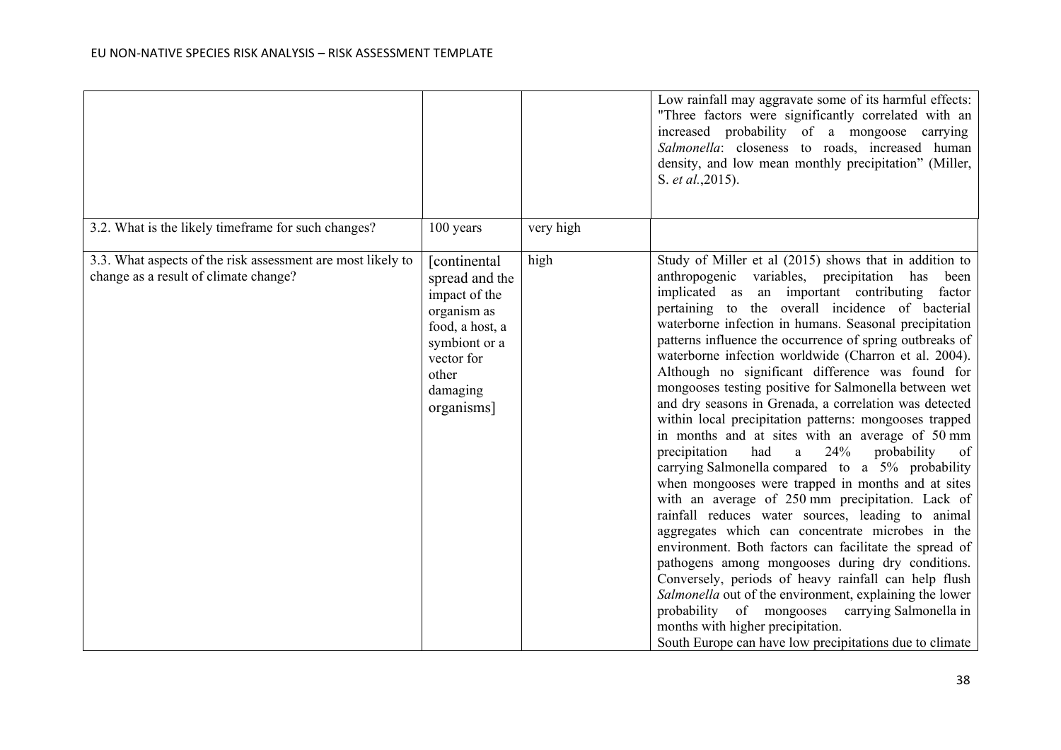| | | | |
|---|---|---|---|
| | | | Low rainfall may aggravate some of its harmful effects: "Three factors were significantly correlated with an increased probability of a mongoose carrying *Salmonella*: closeness to roads, increased human density, and low mean monthly precipitation" (Miller, S. *et al.*,2015). |
| 3.2. What is the likely timeframe for such changes? | 100 years | very high | |
| 3.3. What aspects of the risk assessment are most likely to change as a result of climate change? | [continental spread and the impact of the organism as food, a host, a symbiont or a vector for other damaging organisms] | high | Study of Miller et al (2015) shows that in addition to anthropogenic variables, precipitation has been implicated as an important contributing factor pertaining to the overall incidence of bacterial waterborne infection in humans. Seasonal precipitation patterns influence the occurrence of spring outbreaks of waterborne infection worldwide (Charron et al. 2004). Although no significant difference was found for mongooses testing positive for Salmonella between wet and dry seasons in Grenada, a correlation was detected within local precipitation patterns: mongooses trapped in months and at sites with an average of 50 mm precipitation had a 24% probability of carrying Salmonella compared to a 5% probability when mongooses were trapped in months and at sites with an average of 250 mm precipitation. Lack of rainfall reduces water sources, leading to animal aggregates which can concentrate microbes in the environment. Both factors can facilitate the spread of pathogens among mongooses during dry conditions. Conversely, periods of heavy rainfall can help flush *Salmonella* out of the environment, explaining the lower probability of mongooses carrying Salmonella in months with higher precipitation.<br>South Europe can have low precipitations due to climate |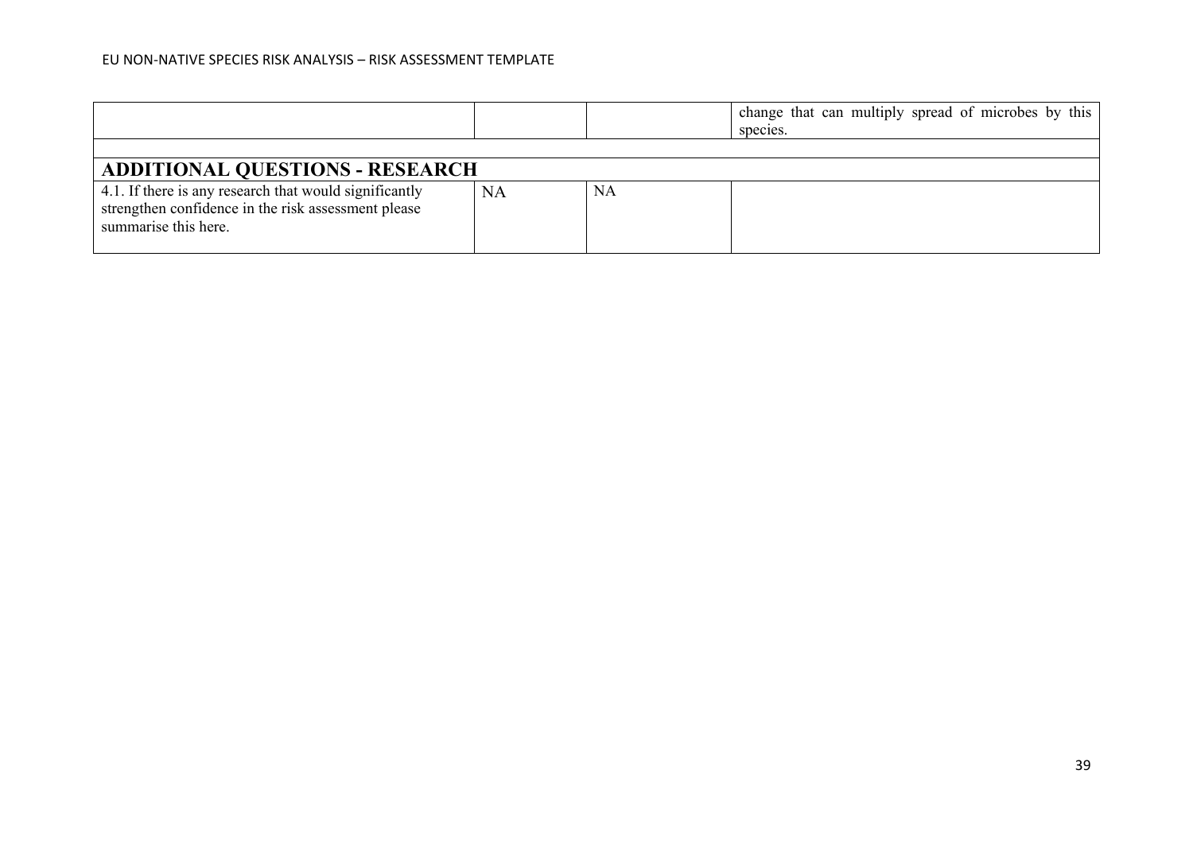| | | | |
|---|---|---|---|
| | | | change that can multiply spread of microbes by this species. |
| | | | |
| **ADDITIONAL QUESTIONS - RESEARCH** | | | |
| 4.1. If there is any research that would significantly strengthen confidence in the risk assessment please summarise this here. | NA | NA | |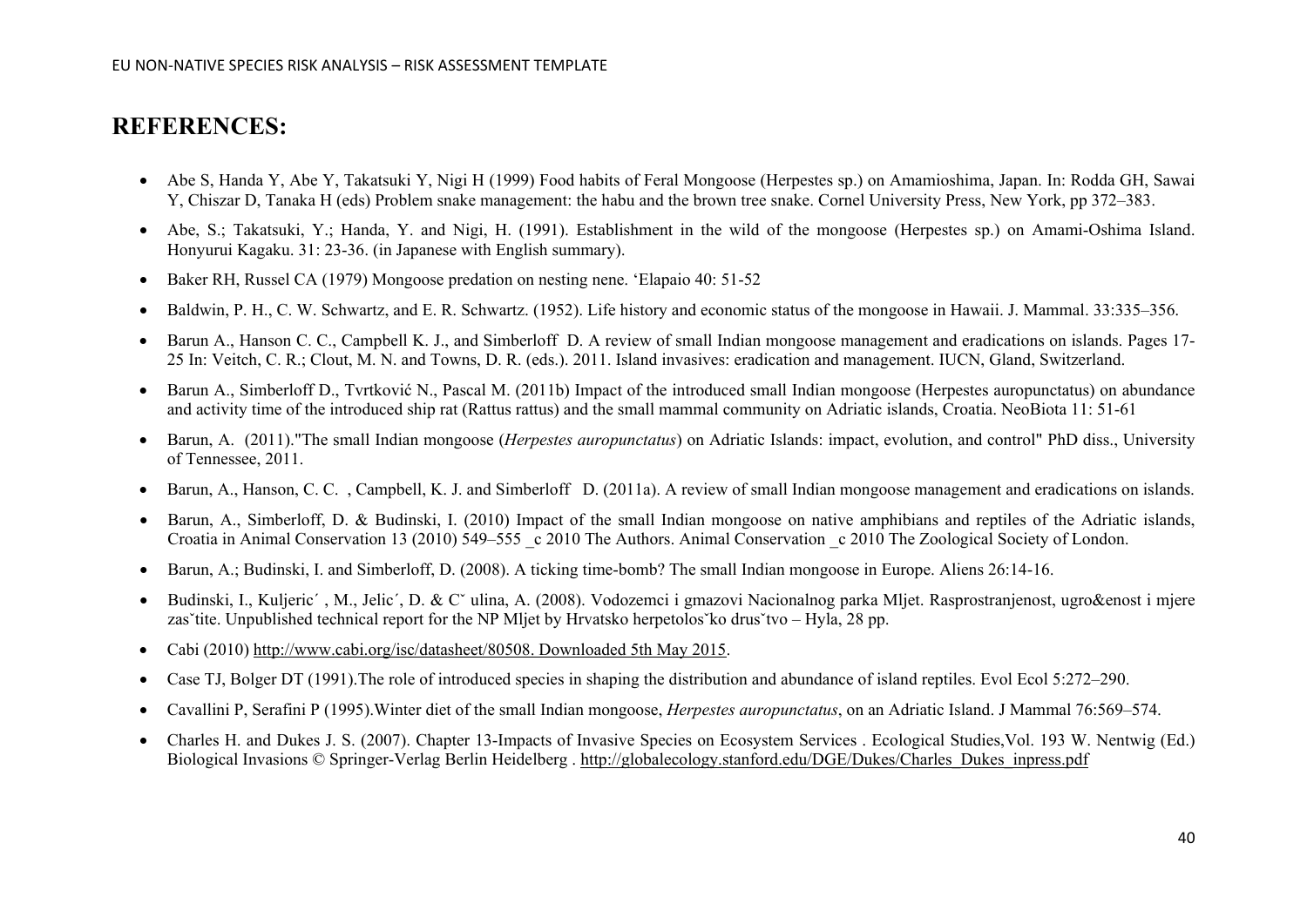## REFERENCES:

- Abe S, Handa Y, Abe Y, Takatsuki Y, Nigi H (1999) Food habits of Feral Mongoose (Herpestes sp.) on Amamioshima, Japan. In: Rodda GH, Sawai Y, Chiszar D, Tanaka H (eds) Problem snake management: the habu and the brown tree snake. Cornel University Press, New York, pp 372–383.
- Abe, S.; Takatsuki, Y.; Handa, Y. and Nigi, H. (1991). Establishment in the wild of the mongoose (Herpestes sp.) on Amami-Oshima Island. Honyurui Kagaku. 31: 23-36. (in Japanese with English summary).
- Baker RH, Russel CA (1979) Mongoose predation on nesting nene. 'Elapaio 40: 51-52
- Baldwin, P. H., C. W. Schwartz, and E. R. Schwartz. (1952). Life history and economic status of the mongoose in Hawaii. J. Mammal. 33:335–356.
- Barun A., Hanson C. C., Campbell K. J., and Simberloff D. A review of small Indian mongoose management and eradications on islands. Pages 17-25 In: Veitch, C. R.; Clout, M. N. and Towns, D. R. (eds.). 2011. Island invasives: eradication and management. IUCN, Gland, Switzerland.
- Barun A., Simberloff D., Tvrtković N., Pascal M. (2011b) Impact of the introduced small Indian mongoose (Herpestes auropunctatus) on abundance and activity time of the introduced ship rat (Rattus rattus) and the small mammal community on Adriatic islands, Croatia. NeoBiota 11: 51-61
- Barun, A. (2011)."The small Indian mongoose (*Herpestes auropunctatus*) on Adriatic Islands: impact, evolution, and control" PhD diss., University of Tennessee, 2011.
- Barun, A., Hanson, C. C. , Campbell, K. J. and Simberloff D. (2011a). A review of small Indian mongoose management and eradications on islands.
- Barun, A., Simberloff, D. & Budinski, I. (2010) Impact of the small Indian mongoose on native amphibians and reptiles of the Adriatic islands, Croatia in Animal Conservation 13 (2010) 549–555 _c 2010 The Authors. Animal Conservation _c 2010 The Zoological Society of London.
- Barun, A.; Budinski, I. and Simberloff, D. (2008). A ticking time-bomb? The small Indian mongoose in Europe. Aliens 26:14-16.
- Budinski, I., Kuljeric´ , M., Jelic´, D. & Cˇ ulina, A. (2008). Vodozemci i gmazovi Nacionalnog parka Mljet. Rasprostranjenost, ugro&enost i mjere zasˇtite. Unpublished technical report for the NP Mljet by Hrvatsko herpetolosˇko drusˇtvo – Hyla, 28 pp.
- Cabi (2010) http://www.cabi.org/isc/datasheet/80508. Downloaded 5th May 2015.
- Case TJ, Bolger DT (1991).The role of introduced species in shaping the distribution and abundance of island reptiles. Evol Ecol 5:272–290.
- Cavallini P, Serafini P (1995).Winter diet of the small Indian mongoose, *Herpestes auropunctatus*, on an Adriatic Island. J Mammal 76:569–574.
- Charles H. and Dukes J. S. (2007). Chapter 13-Impacts of Invasive Species on Ecosystem Services . Ecological Studies,Vol. 193 W. Nentwig (Ed.) Biological Invasions © Springer-Verlag Berlin Heidelberg . http://globalecology.stanford.edu/DGE/Dukes/Charles_Dukes_inpress.pdf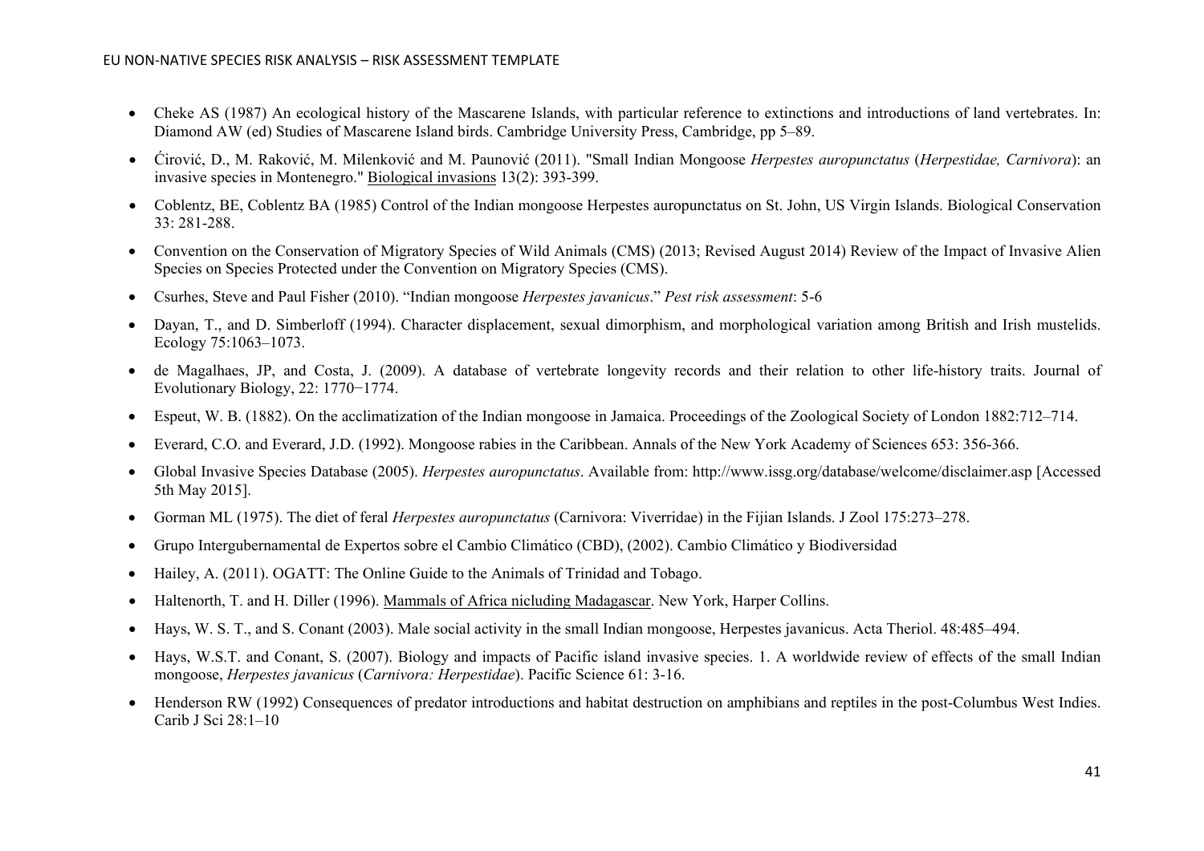- Cheke AS (1987) An ecological history of the Mascarene Islands, with particular reference to extinctions and introductions of land vertebrates. In: Diamond AW (ed) Studies of Mascarene Island birds. Cambridge University Press, Cambridge, pp 5–89.
- Ćirović, D., M. Raković, M. Milenković and M. Paunović (2011). "Small Indian Mongoose *Herpestes auropunctatus* (*Herpestidae, Carnivora*): an invasive species in Montenegro." Biological invasions 13(2): 393-399.
- Coblentz, BE, Coblentz BA (1985) Control of the Indian mongoose Herpestes auropunctatus on St. John, US Virgin Islands. Biological Conservation 33: 281-288.
- Convention on the Conservation of Migratory Species of Wild Animals (CMS) (2013; Revised August 2014) Review of the Impact of Invasive Alien Species on Species Protected under the Convention on Migratory Species (CMS).
- Csurhes, Steve and Paul Fisher (2010). "Indian mongoose *Herpestes javanicus*." *Pest risk assessment*: 5-6
- Dayan, T., and D. Simberloff (1994). Character displacement, sexual dimorphism, and morphological variation among British and Irish mustelids. Ecology 75:1063–1073.
- de Magalhaes, JP, and Costa, J. (2009). A database of vertebrate longevity records and their relation to other life-history traits. Journal of Evolutionary Biology, 22: 1770−1774.
- Espeut, W. B. (1882). On the acclimatization of the Indian mongoose in Jamaica. Proceedings of the Zoological Society of London 1882:712–714.
- Everard, C.O. and Everard, J.D. (1992). Mongoose rabies in the Caribbean. Annals of the New York Academy of Sciences 653: 356-366.
- Global Invasive Species Database (2005). *Herpestes auropunctatus*. Available from: http://www.issg.org/database/welcome/disclaimer.asp [Accessed 5th May 2015].
- Gorman ML (1975). The diet of feral *Herpestes auropunctatus* (Carnivora: Viverridae) in the Fijian Islands. J Zool 175:273–278.
- Grupo Intergubernamental de Expertos sobre el Cambio Climático (CBD), (2002). Cambio Climático y Biodiversidad
- Hailey, A. (2011). OGATT: The Online Guide to the Animals of Trinidad and Tobago.
- Haltenorth, T. and H. Diller (1996). Mammals of Africa nicluding Madagascar. New York, Harper Collins.
- Hays, W. S. T., and S. Conant (2003). Male social activity in the small Indian mongoose, Herpestes javanicus. Acta Theriol. 48:485–494.
- Hays, W.S.T. and Conant, S. (2007). Biology and impacts of Pacific island invasive species. 1. A worldwide review of effects of the small Indian mongoose, *Herpestes javanicus* (*Carnivora: Herpestidae*). Pacific Science 61: 3-16.
- Henderson RW (1992) Consequences of predator introductions and habitat destruction on amphibians and reptiles in the post-Columbus West Indies. Carib J Sci 28:1–10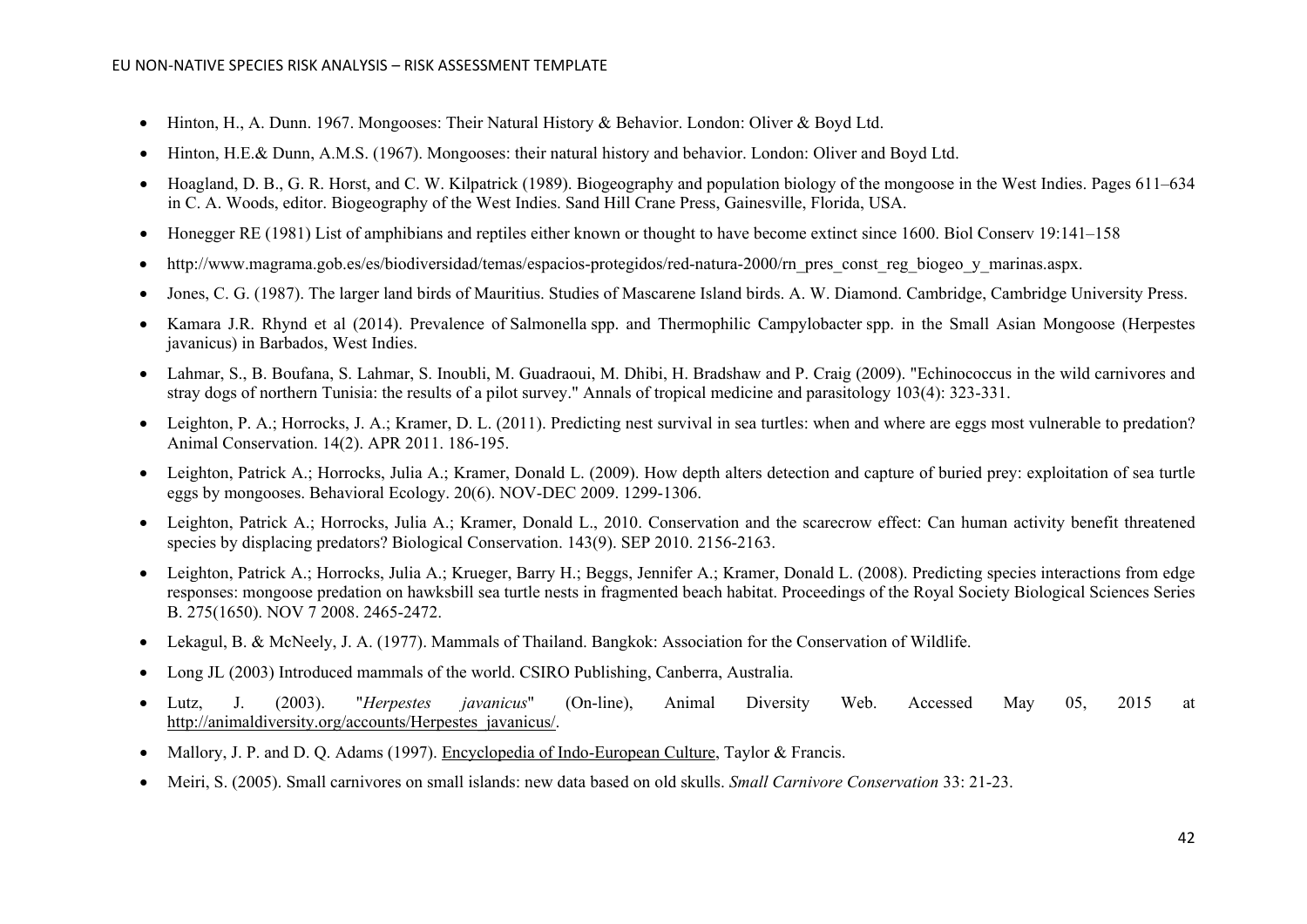- Hinton, H., A. Dunn. 1967. Mongooses: Their Natural History & Behavior. London: Oliver & Boyd Ltd.
- Hinton, H.E.& Dunn, A.M.S. (1967). Mongooses: their natural history and behavior. London: Oliver and Boyd Ltd.
- Hoagland, D. B., G. R. Horst, and C. W. Kilpatrick (1989). Biogeography and population biology of the mongoose in the West Indies. Pages 611–634 in C. A. Woods, editor. Biogeography of the West Indies. Sand Hill Crane Press, Gainesville, Florida, USA.
- Honegger RE (1981) List of amphibians and reptiles either known or thought to have become extinct since 1600. Biol Conserv 19:141–158
- http://www.magrama.gob.es/es/biodiversidad/temas/espacios-protegidos/red-natura-2000/rn_pres_const_reg_biogeo_y_marinas.aspx.
- Jones, C. G. (1987). The larger land birds of Mauritius. Studies of Mascarene Island birds. A. W. Diamond. Cambridge, Cambridge University Press.
- Kamara J.R. Rhynd et al (2014). Prevalence of Salmonella spp. and Thermophilic Campylobacter spp. in the Small Asian Mongoose (Herpestes javanicus) in Barbados, West Indies.
- Lahmar, S., B. Boufana, S. Lahmar, S. Inoubli, M. Guadraoui, M. Dhibi, H. Bradshaw and P. Craig (2009). "Echinococcus in the wild carnivores and stray dogs of northern Tunisia: the results of a pilot survey." Annals of tropical medicine and parasitology 103(4): 323-331.
- Leighton, P. A.; Horrocks, J. A.; Kramer, D. L. (2011). Predicting nest survival in sea turtles: when and where are eggs most vulnerable to predation? Animal Conservation. 14(2). APR 2011. 186-195.
- Leighton, Patrick A.; Horrocks, Julia A.; Kramer, Donald L. (2009). How depth alters detection and capture of buried prey: exploitation of sea turtle eggs by mongooses. Behavioral Ecology. 20(6). NOV-DEC 2009. 1299-1306.
- Leighton, Patrick A.; Horrocks, Julia A.; Kramer, Donald L., 2010. Conservation and the scarecrow effect: Can human activity benefit threatened species by displacing predators? Biological Conservation. 143(9). SEP 2010. 2156-2163.
- Leighton, Patrick A.; Horrocks, Julia A.; Krueger, Barry H.; Beggs, Jennifer A.; Kramer, Donald L. (2008). Predicting species interactions from edge responses: mongoose predation on hawksbill sea turtle nests in fragmented beach habitat. Proceedings of the Royal Society Biological Sciences Series B. 275(1650). NOV 7 2008. 2465-2472.
- Lekagul, B. & McNeely, J. A. (1977). Mammals of Thailand. Bangkok: Association for the Conservation of Wildlife.
- Long JL (2003) Introduced mammals of the world. CSIRO Publishing, Canberra, Australia.
- Lutz, J. (2003). "*Herpestes javanicus*" (On-line), Animal Diversity Web. Accessed May 05, 2015 at http://animaldiversity.org/accounts/Herpestes_javanicus/.
- Mallory, J. P. and D. Q. Adams (1997). Encyclopedia of Indo-European Culture, Taylor & Francis.
- Meiri, S. (2005). Small carnivores on small islands: new data based on old skulls. *Small Carnivore Conservation* 33: 21-23.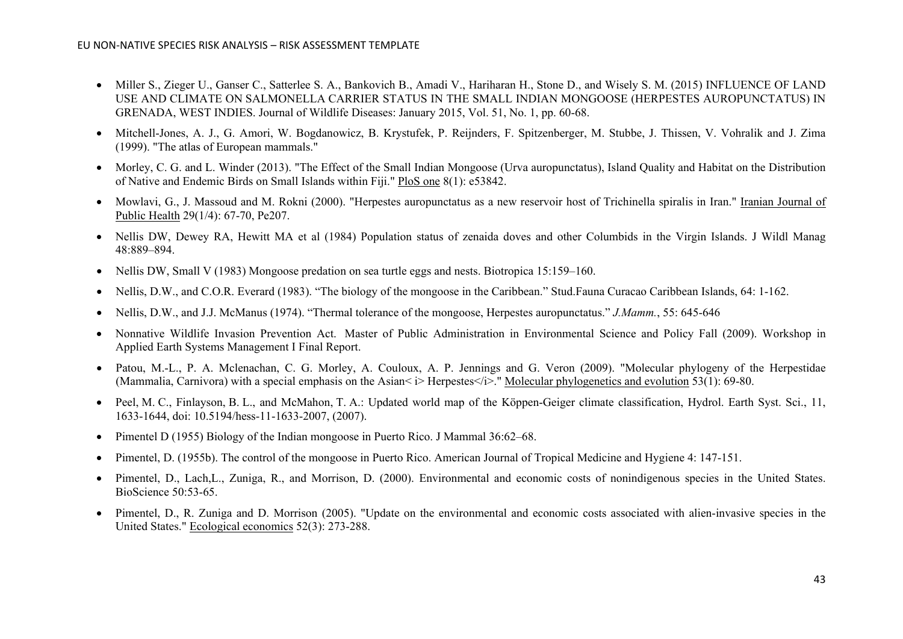- Miller S., Zieger U., Ganser C., Satterlee S. A., Bankovich B., Amadi V., Hariharan H., Stone D., and Wisely S. M. (2015) INFLUENCE OF LAND USE AND CLIMATE ON SALMONELLA CARRIER STATUS IN THE SMALL INDIAN MONGOOSE (HERPESTES AUROPUNCTATUS) IN GRENADA, WEST INDIES. Journal of Wildlife Diseases: January 2015, Vol. 51, No. 1, pp. 60-68.
- Mitchell-Jones, A. J., G. Amori, W. Bogdanowicz, B. Krystufek, P. Reijnders, F. Spitzenberger, M. Stubbe, J. Thissen, V. Vohralik and J. Zima (1999). "The atlas of European mammals."
- Morley, C. G. and L. Winder (2013). "The Effect of the Small Indian Mongoose (Urva auropunctatus), Island Quality and Habitat on the Distribution of Native and Endemic Birds on Small Islands within Fiji." PloS one 8(1): e53842.
- Mowlavi, G., J. Massoud and M. Rokni (2000). "Herpestes auropunctatus as a new reservoir host of Trichinella spiralis in Iran." Iranian Journal of Public Health 29(1/4): 67-70, Pe207.
- Nellis DW, Dewey RA, Hewitt MA et al (1984) Population status of zenaida doves and other Columbids in the Virgin Islands. J Wildl Manag 48:889–894.
- Nellis DW, Small V (1983) Mongoose predation on sea turtle eggs and nests. Biotropica 15:159–160.
- Nellis, D.W., and C.O.R. Everard (1983). "The biology of the mongoose in the Caribbean." Stud.Fauna Curacao Caribbean Islands, 64: 1-162.
- Nellis, D.W., and J.J. McManus (1974). "Thermal tolerance of the mongoose, Herpestes auropunctatus." *J.Mamm.*, 55: 645-646
- Nonnative Wildlife Invasion Prevention Act. Master of Public Administration in Environmental Science and Policy Fall (2009). Workshop in Applied Earth Systems Management I Final Report.
- Patou, M.-L., P. A. Mclenachan, C. G. Morley, A. Couloux, A. P. Jennings and G. Veron (2009). "Molecular phylogeny of the Herpestidae (Mammalia, Carnivora) with a special emphasis on the Asian< i> Herpestes</i>." Molecular phylogenetics and evolution 53(1): 69-80.
- Peel, M. C., Finlayson, B. L., and McMahon, T. A.: Updated world map of the Köppen-Geiger climate classification, Hydrol. Earth Syst. Sci., 11, 1633-1644, doi: 10.5194/hess-11-1633-2007, (2007).
- Pimentel D (1955) Biology of the Indian mongoose in Puerto Rico. J Mammal 36:62–68.
- Pimentel, D. (1955b). The control of the mongoose in Puerto Rico. American Journal of Tropical Medicine and Hygiene 4: 147-151.
- Pimentel, D., Lach,L., Zuniga, R., and Morrison, D. (2000). Environmental and economic costs of nonindigenous species in the United States. BioScience 50:53-65.
- Pimentel, D., R. Zuniga and D. Morrison (2005). "Update on the environmental and economic costs associated with alien-invasive species in the United States." Ecological economics 52(3): 273-288.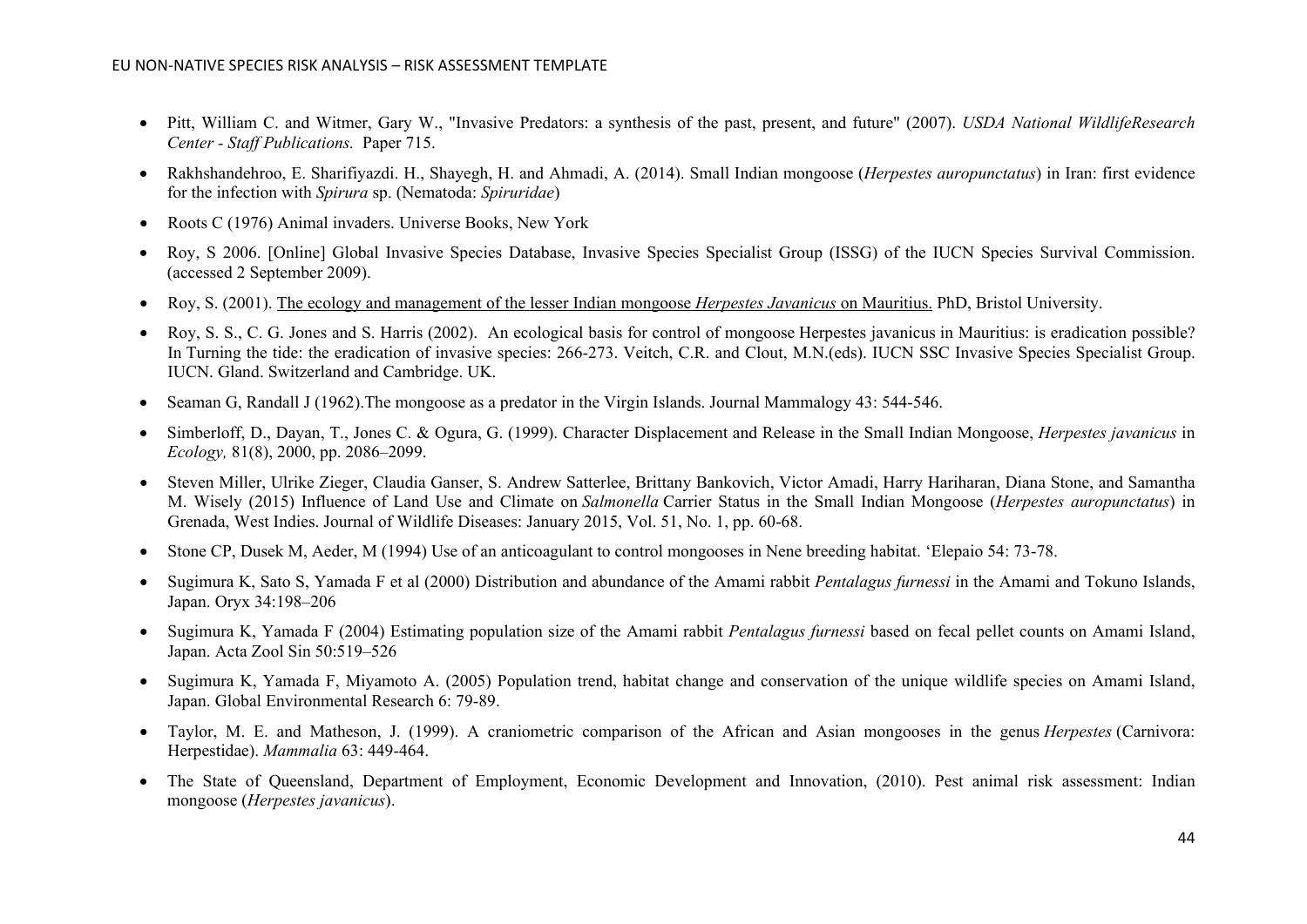- Pitt, William C. and Witmer, Gary W., "Invasive Predators: a synthesis of the past, present, and future" (2007). *USDA National WildlifeResearch Center - Staff Publications.* Paper 715.
- Rakhshandehroo, E. Sharifiyazdi. H., Shayegh, H. and Ahmadi, A. (2014). Small Indian mongoose (*Herpestes auropunctatus*) in Iran: first evidence for the infection with *Spirura* sp. (Nematoda: *Spiruridae*)
- Roots C (1976) Animal invaders. Universe Books, New York
- Roy, S 2006. [Online] Global Invasive Species Database, Invasive Species Specialist Group (ISSG) of the IUCN Species Survival Commission. (accessed 2 September 2009).
- Roy, S. (2001). The ecology and management of the lesser Indian mongoose *Herpestes Javanicus* on Mauritius. PhD, Bristol University.
- Roy, S. S., C. G. Jones and S. Harris (2002). An ecological basis for control of mongoose Herpestes javanicus in Mauritius: is eradication possible? In Turning the tide: the eradication of invasive species: 266-273. Veitch, C.R. and Clout, M.N.(eds). IUCN SSC Invasive Species Specialist Group. IUCN. Gland. Switzerland and Cambridge. UK.
- Seaman G, Randall J (1962).The mongoose as a predator in the Virgin Islands. Journal Mammalogy 43: 544-546.
- Simberloff, D., Dayan, T., Jones C. & Ogura, G. (1999). Character Displacement and Release in the Small Indian Mongoose, *Herpestes javanicus* in *Ecology,* 81(8), 2000, pp. 2086–2099.
- Steven Miller, Ulrike Zieger, Claudia Ganser, S. Andrew Satterlee, Brittany Bankovich, Victor Amadi, Harry Hariharan, Diana Stone, and Samantha M. Wisely (2015) Influence of Land Use and Climate on *Salmonella* Carrier Status in the Small Indian Mongoose (*Herpestes auropunctatus*) in Grenada, West Indies. Journal of Wildlife Diseases: January 2015, Vol. 51, No. 1, pp. 60-68.
- Stone CP, Dusek M, Aeder, M (1994) Use of an anticoagulant to control mongooses in Nene breeding habitat. 'Elepaio 54: 73-78.
- Sugimura K, Sato S, Yamada F et al (2000) Distribution and abundance of the Amami rabbit *Pentalagus furnessi* in the Amami and Tokuno Islands, Japan. Oryx 34:198–206
- Sugimura K, Yamada F (2004) Estimating population size of the Amami rabbit *Pentalagus furnessi* based on fecal pellet counts on Amami Island, Japan. Acta Zool Sin 50:519–526
- Sugimura K, Yamada F, Miyamoto A. (2005) Population trend, habitat change and conservation of the unique wildlife species on Amami Island, Japan. Global Environmental Research 6: 79-89.
- Taylor, M. E. and Matheson, J. (1999). A craniometric comparison of the African and Asian mongooses in the genus *Herpestes* (Carnivora: Herpestidae). *Mammalia* 63: 449-464.
- The State of Queensland, Department of Employment, Economic Development and Innovation, (2010). Pest animal risk assessment: Indian mongoose (*Herpestes javanicus*).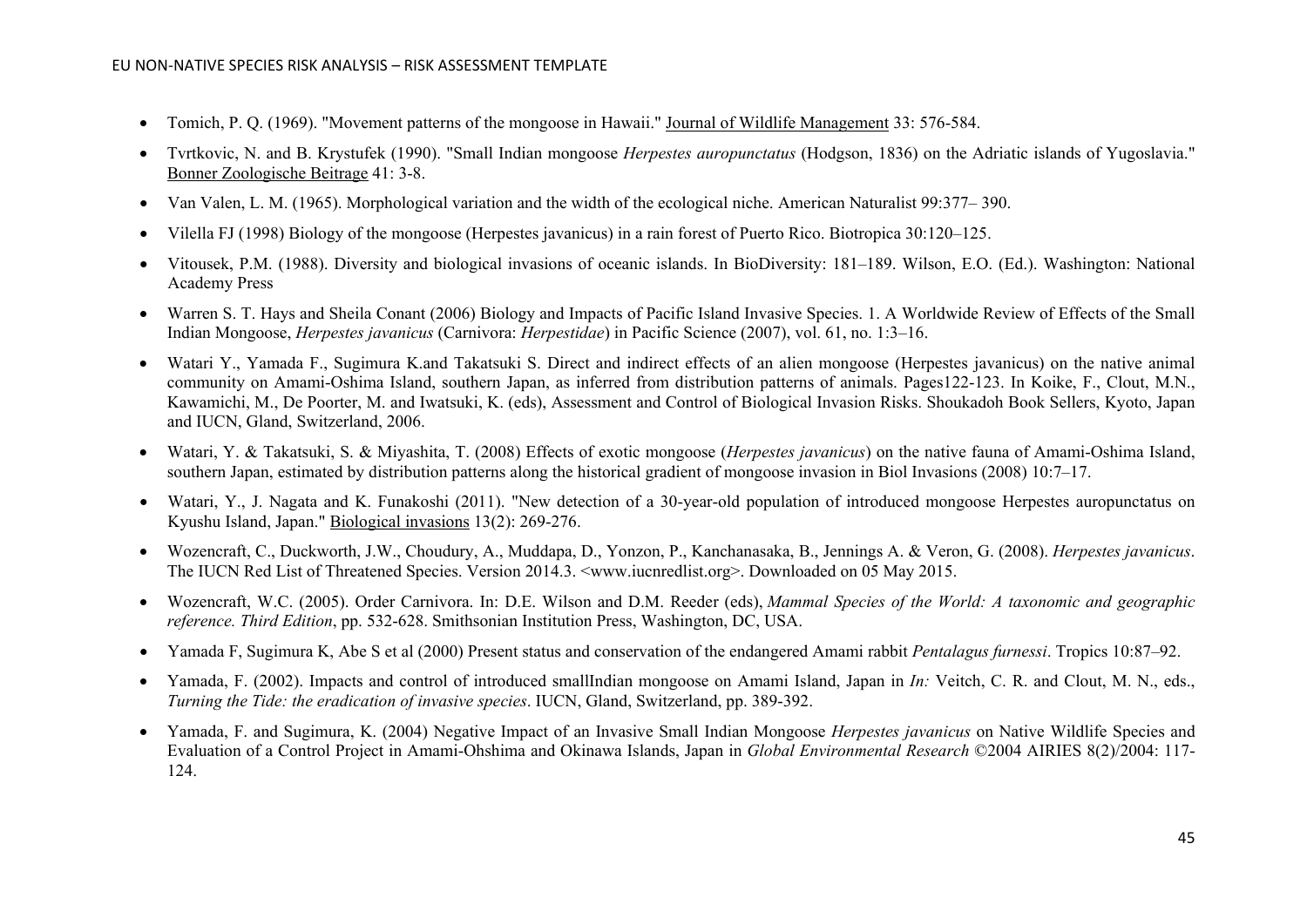- Tomich, P. Q. (1969). "Movement patterns of the mongoose in Hawaii." Journal of Wildlife Management 33: 576-584.
- Tvrtkovic, N. and B. Krystufek (1990). "Small Indian mongoose *Herpestes auropunctatus* (Hodgson, 1836) on the Adriatic islands of Yugoslavia." Bonner Zoologische Beitrage 41: 3-8.
- Van Valen, L. M. (1965). Morphological variation and the width of the ecological niche. American Naturalist 99:377– 390.
- Vilella FJ (1998) Biology of the mongoose (Herpestes javanicus) in a rain forest of Puerto Rico. Biotropica 30:120–125.
- Vitousek, P.M. (1988). Diversity and biological invasions of oceanic islands. In BioDiversity: 181–189. Wilson, E.O. (Ed.). Washington: National Academy Press
- Warren S. T. Hays and Sheila Conant (2006) Biology and Impacts of Pacific Island Invasive Species. 1. A Worldwide Review of Effects of the Small Indian Mongoose, *Herpestes javanicus* (Carnivora: *Herpestidae*) in Pacific Science (2007), vol. 61, no. 1:3–16.
- Watari Y., Yamada F., Sugimura K.and Takatsuki S. Direct and indirect effects of an alien mongoose (Herpestes javanicus) on the native animal community on Amami-Oshima Island, southern Japan, as inferred from distribution patterns of animals. Pages122-123. In Koike, F., Clout, M.N., Kawamichi, M., De Poorter, M. and Iwatsuki, K. (eds), Assessment and Control of Biological Invasion Risks. Shoukadoh Book Sellers, Kyoto, Japan and IUCN, Gland, Switzerland, 2006.
- Watari, Y. & Takatsuki, S. & Miyashita, T. (2008) Effects of exotic mongoose (*Herpestes javanicus*) on the native fauna of Amami-Oshima Island, southern Japan, estimated by distribution patterns along the historical gradient of mongoose invasion in Biol Invasions (2008) 10:7–17.
- Watari, Y., J. Nagata and K. Funakoshi (2011). "New detection of a 30-year-old population of introduced mongoose Herpestes auropunctatus on Kyushu Island, Japan." Biological invasions 13(2): 269-276.
- Wozencraft, C., Duckworth, J.W., Choudury, A., Muddapa, D., Yonzon, P., Kanchanasaka, B., Jennings A. & Veron, G. (2008). *Herpestes javanicus*. The IUCN Red List of Threatened Species. Version 2014.3. <www.iucnredlist.org>. Downloaded on 05 May 2015.
- Wozencraft, W.C. (2005). Order Carnivora. In: D.E. Wilson and D.M. Reeder (eds), *Mammal Species of the World: A taxonomic and geographic reference. Third Edition*, pp. 532-628. Smithsonian Institution Press, Washington, DC, USA.
- Yamada F, Sugimura K, Abe S et al (2000) Present status and conservation of the endangered Amami rabbit *Pentalagus furnessi*. Tropics 10:87–92.
- Yamada, F. (2002). Impacts and control of introduced smallIndian mongoose on Amami Island, Japan in *In:* Veitch, C. R. and Clout, M. N., eds., *Turning the Tide: the eradication of invasive species*. IUCN, Gland, Switzerland, pp. 389-392.
- Yamada, F. and Sugimura, K. (2004) Negative Impact of an Invasive Small Indian Mongoose *Herpestes javanicus* on Native Wildlife Species and Evaluation of a Control Project in Amami-Ohshima and Okinawa Islands, Japan in *Global Environmental Research* ©2004 AIRIES 8(2)/2004: 117-124.